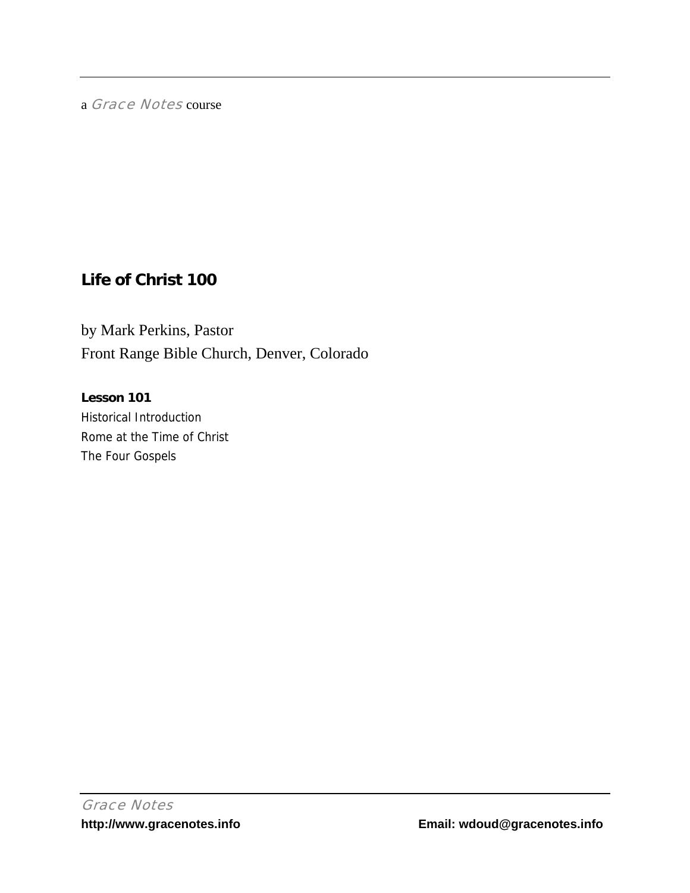a *Grace Notes* course

# Life of Christ 100

by Mark Perkins, Pastor
Front Range Bible Church, Denver, Colorado

**Lesson 101**
Historical Introduction
Rome at the Time of Christ
The Four Gospels

*Grace Notes*
**http://www.gracenotes.info** **Email: wdoud@gracenotes.info**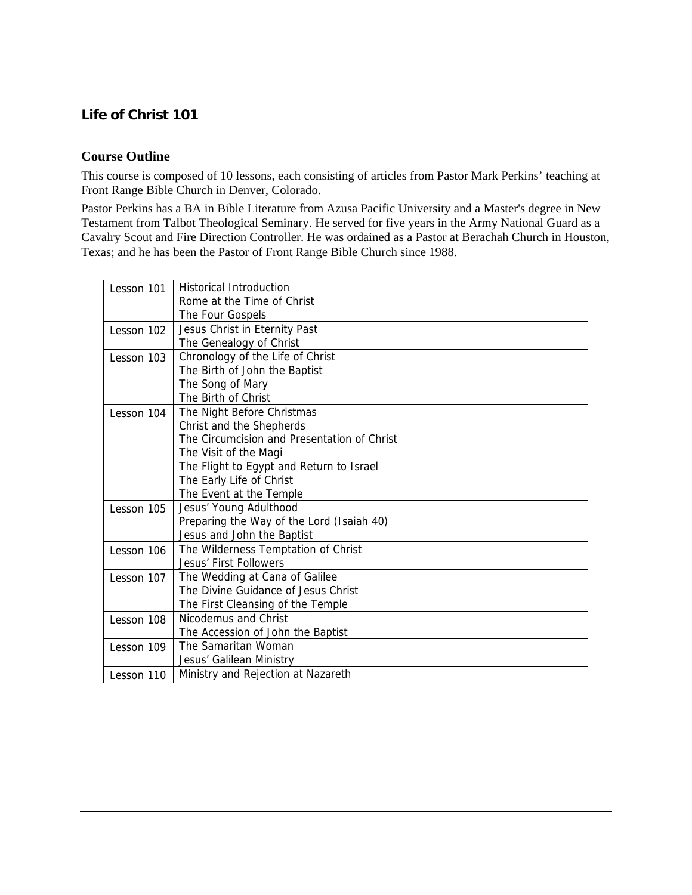## Life of Christ 101

### Course Outline

This course is composed of 10 lessons, each consisting of articles from Pastor Mark Perkins' teaching at Front Range Bible Church in Denver, Colorado.

Pastor Perkins has a BA in Bible Literature from Azusa Pacific University and a Master's degree in New Testament from Talbot Theological Seminary. He served for five years in the Army National Guard as a Cavalry Scout and Fire Direction Controller. He was ordained as a Pastor at Berachah Church in Houston, Texas; and he has been the Pastor of Front Range Bible Church since 1988.

| Lesson | Topics |
|---|---|
| Lesson 101 | Historical Introduction<br>Rome at the Time of Christ<br>The Four Gospels |
| Lesson 102 | Jesus Christ in Eternity Past<br>The Genealogy of Christ |
| Lesson 103 | Chronology of the Life of Christ<br>The Birth of John the Baptist<br>The Song of Mary<br>The Birth of Christ |
| Lesson 104 | The Night Before Christmas<br>Christ and the Shepherds<br>The Circumcision and Presentation of Christ<br>The Visit of the Magi<br>The Flight to Egypt and Return to Israel<br>The Early Life of Christ<br>The Event at the Temple |
| Lesson 105 | Jesus' Young Adulthood<br>Preparing the Way of the Lord (Isaiah 40)<br>Jesus and John the Baptist |
| Lesson 106 | The Wilderness Temptation of Christ<br>Jesus' First Followers |
| Lesson 107 | The Wedding at Cana of Galilee<br>The Divine Guidance of Jesus Christ<br>The First Cleansing of the Temple |
| Lesson 108 | Nicodemus and Christ<br>The Accession of John the Baptist |
| Lesson 109 | The Samaritan Woman<br>Jesus' Galilean Ministry |
| Lesson 110 | Ministry and Rejection at Nazareth |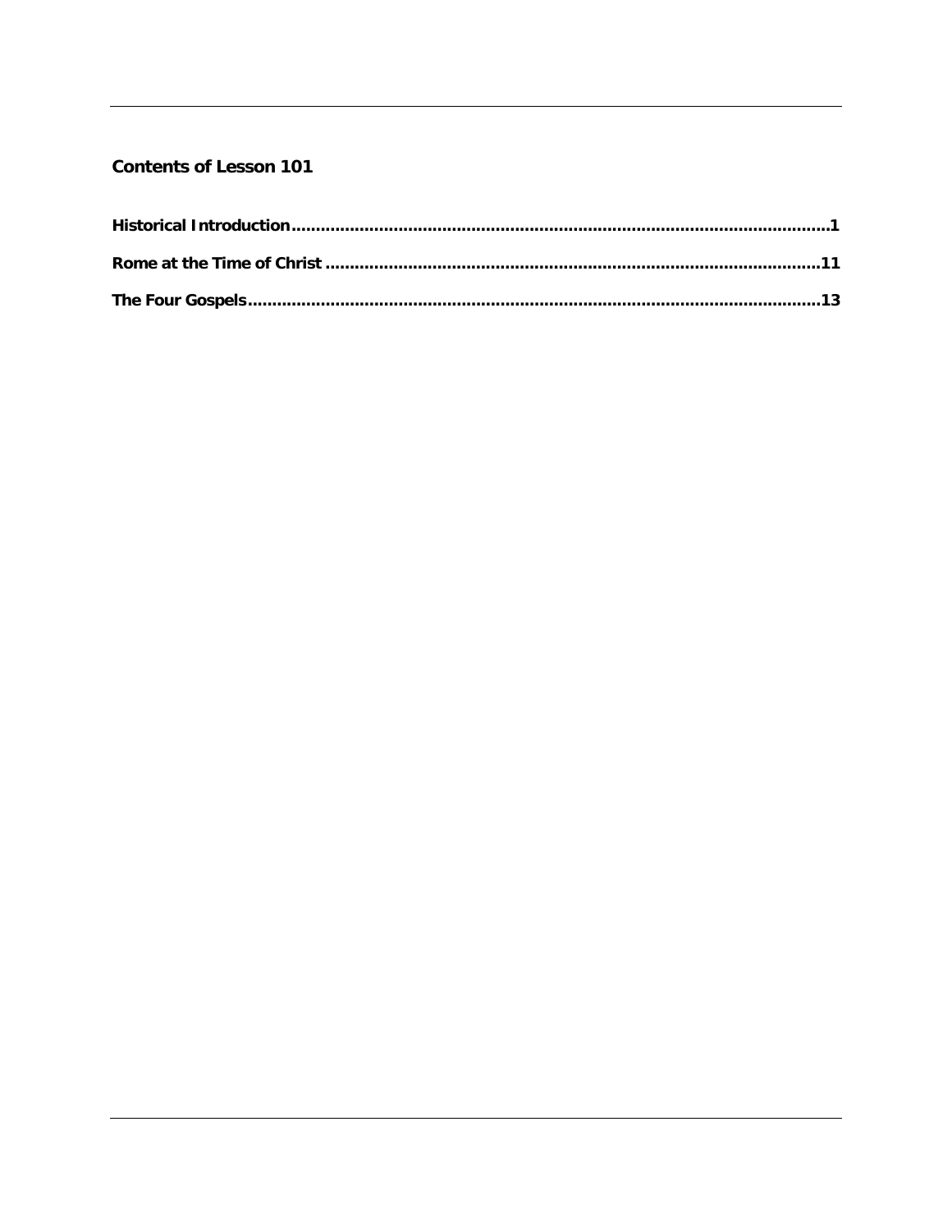## Contents of Lesson 101

**Historical Introduction** ........................................................................................................... **1**

**Rome at the Time of Christ** .................................................................................................. **11**

**The Four Gospels** .................................................................................................................. **13**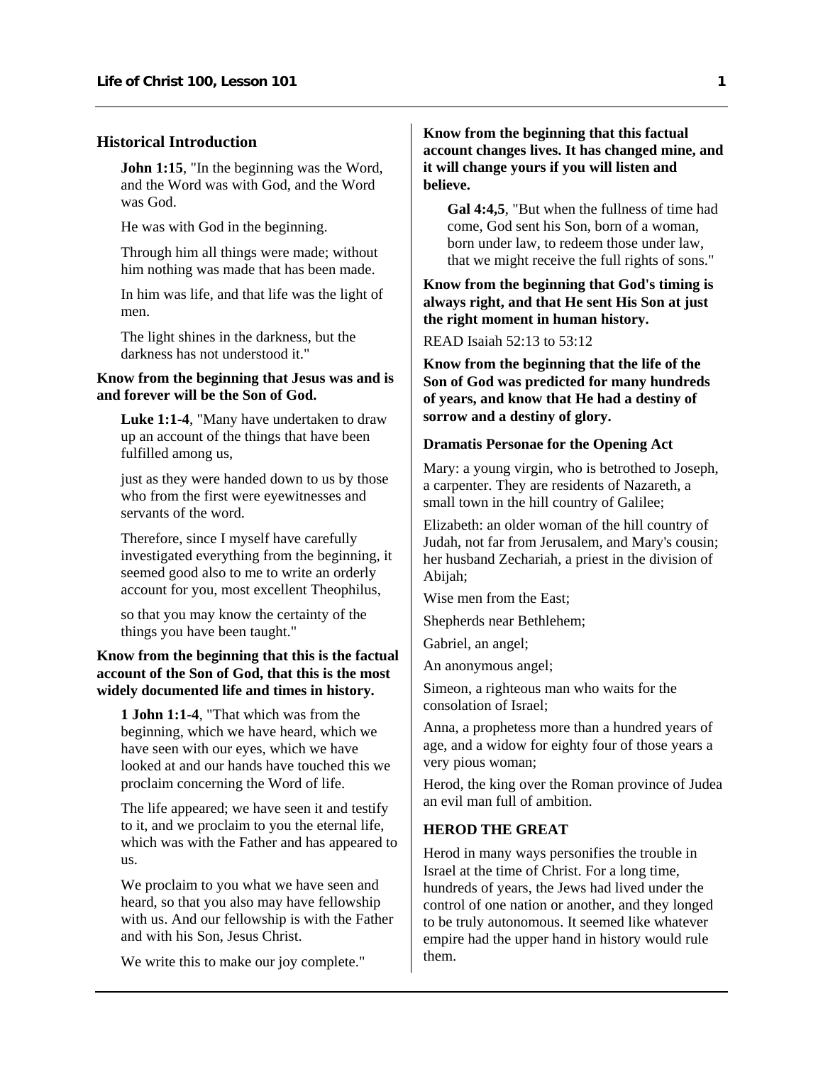## Historical Introduction

> **John 1:15**, "In the beginning was the Word, and the Word was with God, and the Word was God.
>
> He was with God in the beginning.
>
> Through him all things were made; without him nothing was made that has been made.
>
> In him was life, and that life was the light of men.
>
> The light shines in the darkness, but the darkness has not understood it."

**Know from the beginning that Jesus was and is and forever will be the Son of God.**

> **Luke 1:1-4**, "Many have undertaken to draw up an account of the things that have been fulfilled among us,
>
> just as they were handed down to us by those who from the first were eyewitnesses and servants of the word.
>
> Therefore, since I myself have carefully investigated everything from the beginning, it seemed good also to me to write an orderly account for you, most excellent Theophilus,
>
> so that you may know the certainty of the things you have been taught."

**Know from the beginning that this is the factual account of the Son of God, that this is the most widely documented life and times in history.**

> **1 John 1:1-4**, "That which was from the beginning, which we have heard, which we have seen with our eyes, which we have looked at and our hands have touched this we proclaim concerning the Word of life.
>
> The life appeared; we have seen it and testify to it, and we proclaim to you the eternal life, which was with the Father and has appeared to us.
>
> We proclaim to you what we have seen and heard, so that you also may have fellowship with us. And our fellowship is with the Father and with his Son, Jesus Christ.
>
> We write this to make our joy complete."

**Know from the beginning that this factual account changes lives. It has changed mine, and it will change yours if you will listen and believe.**

> **Gal 4:4,5**, "But when the fullness of time had come, God sent his Son, born of a woman, born under law, to redeem those under law, that we might receive the full rights of sons."

**Know from the beginning that God's timing is always right, and that He sent His Son at just the right moment in human history.**

READ Isaiah 52:13 to 53:12

**Know from the beginning that the life of the Son of God was predicted for many hundreds of years, and know that He had a destiny of sorrow and a destiny of glory.**

### Dramatis Personae for the Opening Act

Mary: a young virgin, who is betrothed to Joseph, a carpenter. They are residents of Nazareth, a small town in the hill country of Galilee;

Elizabeth: an older woman of the hill country of Judah, not far from Jerusalem, and Mary's cousin; her husband Zechariah, a priest in the division of Abijah;

Wise men from the East;

Shepherds near Bethlehem;

Gabriel, an angel;

An anonymous angel;

Simeon, a righteous man who waits for the consolation of Israel;

Anna, a prophetess more than a hundred years of age, and a widow for eighty four of those years a very pious woman;

Herod, the king over the Roman province of Judea an evil man full of ambition.

### HEROD THE GREAT

Herod in many ways personifies the trouble in Israel at the time of Christ. For a long time, hundreds of years, the Jews had lived under the control of one nation or another, and they longed to be truly autonomous. It seemed like whatever empire had the upper hand in history would rule them.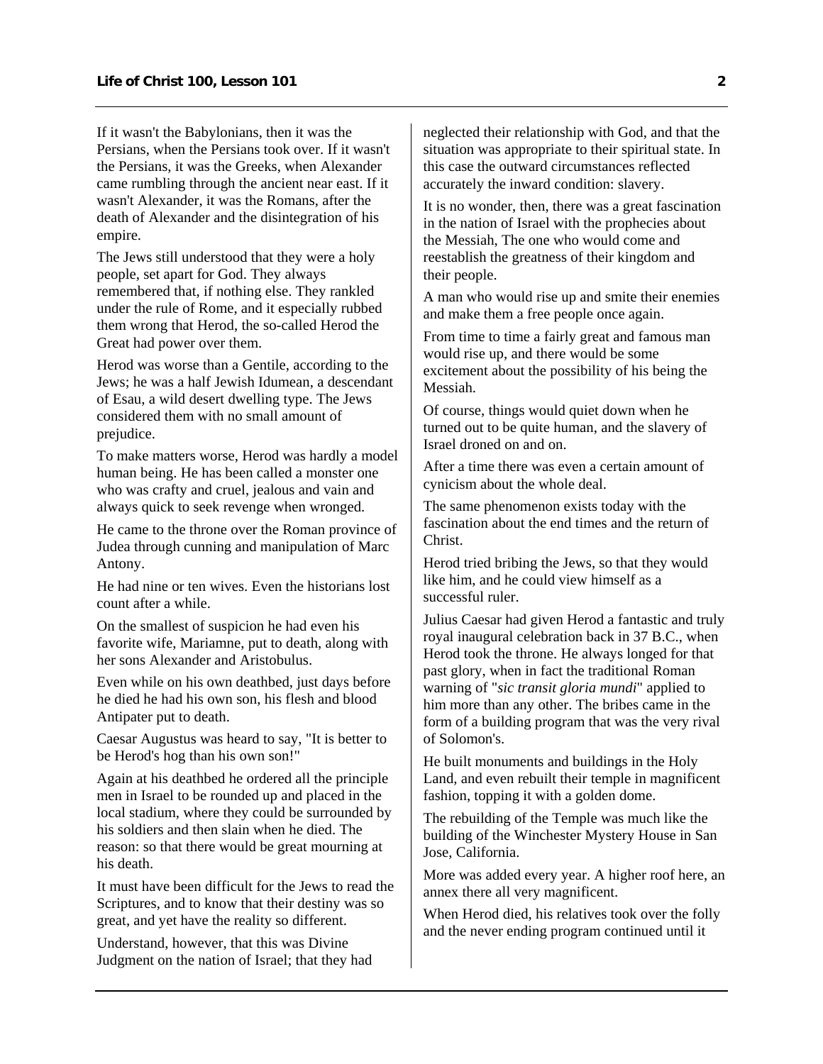If it wasn't the Babylonians, then it was the Persians, when the Persians took over. If it wasn't the Persians, it was the Greeks, when Alexander came rumbling through the ancient near east. If it wasn't Alexander, it was the Romans, after the death of Alexander and the disintegration of his empire.

The Jews still understood that they were a holy people, set apart for God. They always remembered that, if nothing else. They rankled under the rule of Rome, and it especially rubbed them wrong that Herod, the so-called Herod the Great had power over them.

Herod was worse than a Gentile, according to the Jews; he was a half Jewish Idumean, a descendant of Esau, a wild desert dwelling type. The Jews considered them with no small amount of prejudice.

To make matters worse, Herod was hardly a model human being. He has been called a monster one who was crafty and cruel, jealous and vain and always quick to seek revenge when wronged.

He came to the throne over the Roman province of Judea through cunning and manipulation of Marc Antony.

He had nine or ten wives. Even the historians lost count after a while.

On the smallest of suspicion he had even his favorite wife, Mariamne, put to death, along with her sons Alexander and Aristobulus.

Even while on his own deathbed, just days before he died he had his own son, his flesh and blood Antipater put to death.

Caesar Augustus was heard to say, "It is better to be Herod's hog than his own son!"

Again at his deathbed he ordered all the principle men in Israel to be rounded up and placed in the local stadium, where they could be surrounded by his soldiers and then slain when he died. The reason: so that there would be great mourning at his death.

It must have been difficult for the Jews to read the Scriptures, and to know that their destiny was so great, and yet have the reality so different.

Understand, however, that this was Divine Judgment on the nation of Israel; that they had neglected their relationship with God, and that the situation was appropriate to their spiritual state. In this case the outward circumstances reflected accurately the inward condition: slavery.

It is no wonder, then, there was a great fascination in the nation of Israel with the prophecies about the Messiah, The one who would come and reestablish the greatness of their kingdom and their people.

A man who would rise up and smite their enemies and make them a free people once again.

From time to time a fairly great and famous man would rise up, and there would be some excitement about the possibility of his being the Messiah.

Of course, things would quiet down when he turned out to be quite human, and the slavery of Israel droned on and on.

After a time there was even a certain amount of cynicism about the whole deal.

The same phenomenon exists today with the fascination about the end times and the return of Christ.

Herod tried bribing the Jews, so that they would like him, and he could view himself as a successful ruler.

Julius Caesar had given Herod a fantastic and truly royal inaugural celebration back in 37 B.C., when Herod took the throne. He always longed for that past glory, when in fact the traditional Roman warning of "*sic transit gloria mundi*" applied to him more than any other. The bribes came in the form of a building program that was the very rival of Solomon's.

He built monuments and buildings in the Holy Land, and even rebuilt their temple in magnificent fashion, topping it with a golden dome.

The rebuilding of the Temple was much like the building of the Winchester Mystery House in San Jose, California.

More was added every year. A higher roof here, an annex there all very magnificent.

When Herod died, his relatives took over the folly and the never ending program continued until it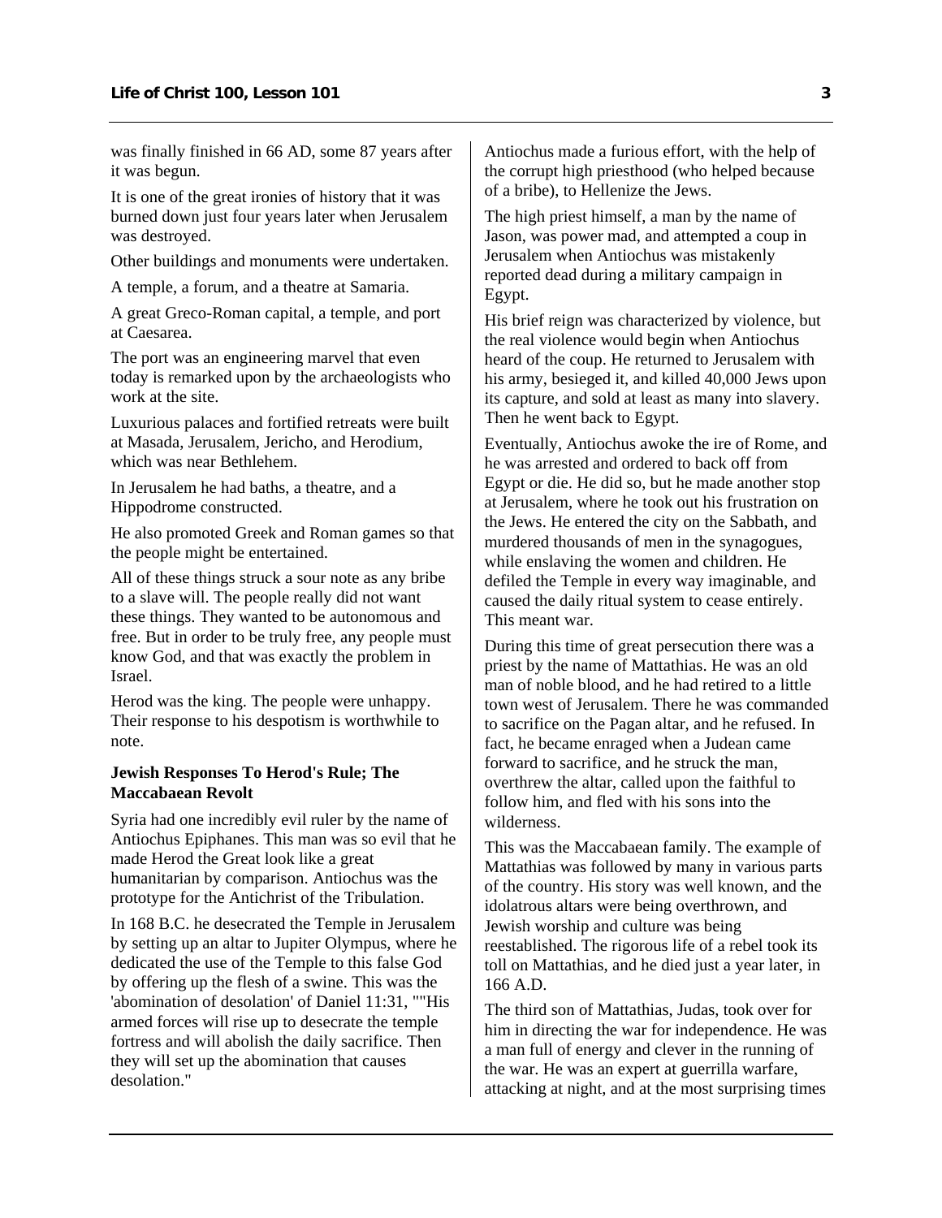was finally finished in 66 AD, some 87 years after it was begun.

It is one of the great ironies of history that it was burned down just four years later when Jerusalem was destroyed.

Other buildings and monuments were undertaken.

A temple, a forum, and a theatre at Samaria.

A great Greco-Roman capital, a temple, and port at Caesarea.

The port was an engineering marvel that even today is remarked upon by the archaeologists who work at the site.

Luxurious palaces and fortified retreats were built at Masada, Jerusalem, Jericho, and Herodium, which was near Bethlehem.

In Jerusalem he had baths, a theatre, and a Hippodrome constructed.

He also promoted Greek and Roman games so that the people might be entertained.

All of these things struck a sour note as any bribe to a slave will. The people really did not want these things. They wanted to be autonomous and free. But in order to be truly free, any people must know God, and that was exactly the problem in Israel.

Herod was the king. The people were unhappy. Their response to his despotism is worthwhile to note.

### Jewish Responses To Herod's Rule; The Maccabaean Revolt

Syria had one incredibly evil ruler by the name of Antiochus Epiphanes. This man was so evil that he made Herod the Great look like a great humanitarian by comparison. Antiochus was the prototype for the Antichrist of the Tribulation.

In 168 B.C. he desecrated the Temple in Jerusalem by setting up an altar to Jupiter Olympus, where he dedicated the use of the Temple to this false God by offering up the flesh of a swine. This was the 'abomination of desolation' of Daniel 11:31, ""His armed forces will rise up to desecrate the temple fortress and will abolish the daily sacrifice. Then they will set up the abomination that causes desolation."

Antiochus made a furious effort, with the help of the corrupt high priesthood (who helped because of a bribe), to Hellenize the Jews.

The high priest himself, a man by the name of Jason, was power mad, and attempted a coup in Jerusalem when Antiochus was mistakenly reported dead during a military campaign in Egypt.

His brief reign was characterized by violence, but the real violence would begin when Antiochus heard of the coup. He returned to Jerusalem with his army, besieged it, and killed 40,000 Jews upon its capture, and sold at least as many into slavery. Then he went back to Egypt.

Eventually, Antiochus awoke the ire of Rome, and he was arrested and ordered to back off from Egypt or die. He did so, but he made another stop at Jerusalem, where he took out his frustration on the Jews. He entered the city on the Sabbath, and murdered thousands of men in the synagogues, while enslaving the women and children. He defiled the Temple in every way imaginable, and caused the daily ritual system to cease entirely. This meant war.

During this time of great persecution there was a priest by the name of Mattathias. He was an old man of noble blood, and he had retired to a little town west of Jerusalem. There he was commanded to sacrifice on the Pagan altar, and he refused. In fact, he became enraged when a Judean came forward to sacrifice, and he struck the man, overthrew the altar, called upon the faithful to follow him, and fled with his sons into the wilderness.

This was the Maccabaean family. The example of Mattathias was followed by many in various parts of the country. His story was well known, and the idolatrous altars were being overthrown, and Jewish worship and culture was being reestablished. The rigorous life of a rebel took its toll on Mattathias, and he died just a year later, in 166 A.D.

The third son of Mattathias, Judas, took over for him in directing the war for independence. He was a man full of energy and clever in the running of the war. He was an expert at guerrilla warfare, attacking at night, and at the most surprising times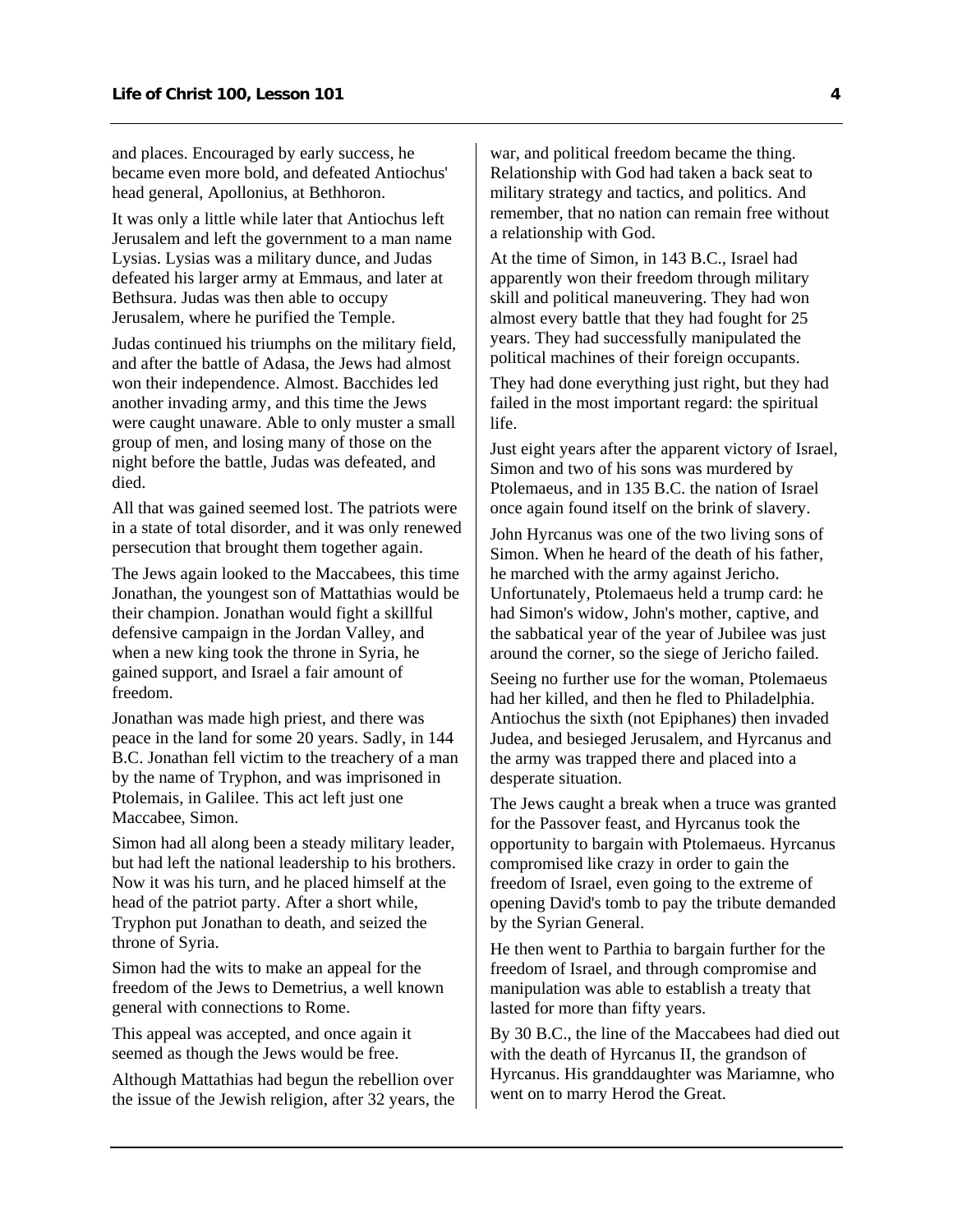and places. Encouraged by early success, he became even more bold, and defeated Antiochus' head general, Apollonius, at Bethhoron.

It was only a little while later that Antiochus left Jerusalem and left the government to a man name Lysias. Lysias was a military dunce, and Judas defeated his larger army at Emmaus, and later at Bethsura. Judas was then able to occupy Jerusalem, where he purified the Temple.

Judas continued his triumphs on the military field, and after the battle of Adasa, the Jews had almost won their independence. Almost. Bacchides led another invading army, and this time the Jews were caught unaware. Able to only muster a small group of men, and losing many of those on the night before the battle, Judas was defeated, and died.

All that was gained seemed lost. The patriots were in a state of total disorder, and it was only renewed persecution that brought them together again.

The Jews again looked to the Maccabees, this time Jonathan, the youngest son of Mattathias would be their champion. Jonathan would fight a skillful defensive campaign in the Jordan Valley, and when a new king took the throne in Syria, he gained support, and Israel a fair amount of freedom.

Jonathan was made high priest, and there was peace in the land for some 20 years. Sadly, in 144 B.C. Jonathan fell victim to the treachery of a man by the name of Tryphon, and was imprisoned in Ptolemais, in Galilee. This act left just one Maccabee, Simon.

Simon had all along been a steady military leader, but had left the national leadership to his brothers. Now it was his turn, and he placed himself at the head of the patriot party. After a short while, Tryphon put Jonathan to death, and seized the throne of Syria.

Simon had the wits to make an appeal for the freedom of the Jews to Demetrius, a well known general with connections to Rome.

This appeal was accepted, and once again it seemed as though the Jews would be free.

Although Mattathias had begun the rebellion over the issue of the Jewish religion, after 32 years, the war, and political freedom became the thing. Relationship with God had taken a back seat to military strategy and tactics, and politics. And remember, that no nation can remain free without a relationship with God.

At the time of Simon, in 143 B.C., Israel had apparently won their freedom through military skill and political maneuvering. They had won almost every battle that they had fought for 25 years. They had successfully manipulated the political machines of their foreign occupants.

They had done everything just right, but they had failed in the most important regard: the spiritual life.

Just eight years after the apparent victory of Israel, Simon and two of his sons was murdered by Ptolemaeus, and in 135 B.C. the nation of Israel once again found itself on the brink of slavery.

John Hyrcanus was one of the two living sons of Simon. When he heard of the death of his father, he marched with the army against Jericho. Unfortunately, Ptolemaeus held a trump card: he had Simon's widow, John's mother, captive, and the sabbatical year of the year of Jubilee was just around the corner, so the siege of Jericho failed.

Seeing no further use for the woman, Ptolemaeus had her killed, and then he fled to Philadelphia. Antiochus the sixth (not Epiphanes) then invaded Judea, and besieged Jerusalem, and Hyrcanus and the army was trapped there and placed into a desperate situation.

The Jews caught a break when a truce was granted for the Passover feast, and Hyrcanus took the opportunity to bargain with Ptolemaeus. Hyrcanus compromised like crazy in order to gain the freedom of Israel, even going to the extreme of opening David's tomb to pay the tribute demanded by the Syrian General.

He then went to Parthia to bargain further for the freedom of Israel, and through compromise and manipulation was able to establish a treaty that lasted for more than fifty years.

By 30 B.C., the line of the Maccabees had died out with the death of Hyrcanus II, the grandson of Hyrcanus. His granddaughter was Mariamne, who went on to marry Herod the Great.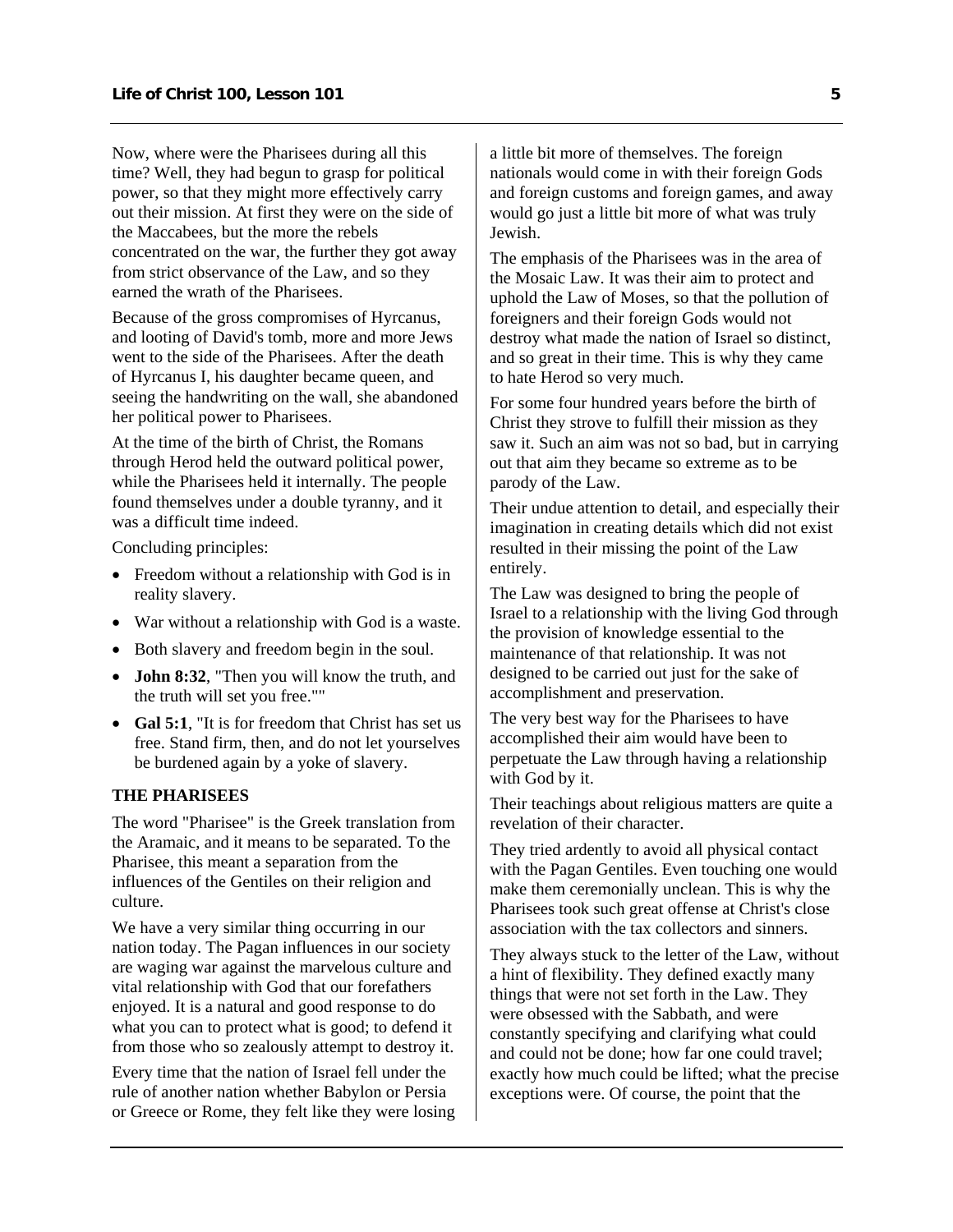Now, where were the Pharisees during all this time? Well, they had begun to grasp for political power, so that they might more effectively carry out their mission. At first they were on the side of the Maccabees, but the more the rebels concentrated on the war, the further they got away from strict observance of the Law, and so they earned the wrath of the Pharisees.

Because of the gross compromises of Hyrcanus, and looting of David's tomb, more and more Jews went to the side of the Pharisees. After the death of Hyrcanus I, his daughter became queen, and seeing the handwriting on the wall, she abandoned her political power to Pharisees.

At the time of the birth of Christ, the Romans through Herod held the outward political power, while the Pharisees held it internally. The people found themselves under a double tyranny, and it was a difficult time indeed.

Concluding principles:

- Freedom without a relationship with God is in reality slavery.
- War without a relationship with God is a waste.
- Both slavery and freedom begin in the soul.
- **John 8:32**, "Then you will know the truth, and the truth will set you free.""
- **Gal 5:1**, "It is for freedom that Christ has set us free. Stand firm, then, and do not let yourselves be burdened again by a yoke of slavery.

### THE PHARISEES

The word "Pharisee" is the Greek translation from the Aramaic, and it means to be separated. To the Pharisee, this meant a separation from the influences of the Gentiles on their religion and culture.

We have a very similar thing occurring in our nation today. The Pagan influences in our society are waging war against the marvelous culture and vital relationship with God that our forefathers enjoyed. It is a natural and good response to do what you can to protect what is good; to defend it from those who so zealously attempt to destroy it.

Every time that the nation of Israel fell under the rule of another nation whether Babylon or Persia or Greece or Rome, they felt like they were losing a little bit more of themselves. The foreign nationals would come in with their foreign Gods and foreign customs and foreign games, and away would go just a little bit more of what was truly Jewish.

The emphasis of the Pharisees was in the area of the Mosaic Law. It was their aim to protect and uphold the Law of Moses, so that the pollution of foreigners and their foreign Gods would not destroy what made the nation of Israel so distinct, and so great in their time. This is why they came to hate Herod so very much.

For some four hundred years before the birth of Christ they strove to fulfill their mission as they saw it. Such an aim was not so bad, but in carrying out that aim they became so extreme as to be parody of the Law.

Their undue attention to detail, and especially their imagination in creating details which did not exist resulted in their missing the point of the Law entirely.

The Law was designed to bring the people of Israel to a relationship with the living God through the provision of knowledge essential to the maintenance of that relationship. It was not designed to be carried out just for the sake of accomplishment and preservation.

The very best way for the Pharisees to have accomplished their aim would have been to perpetuate the Law through having a relationship with God by it.

Their teachings about religious matters are quite a revelation of their character.

They tried ardently to avoid all physical contact with the Pagan Gentiles. Even touching one would make them ceremonially unclean. This is why the Pharisees took such great offense at Christ's close association with the tax collectors and sinners.

They always stuck to the letter of the Law, without a hint of flexibility. They defined exactly many things that were not set forth in the Law. They were obsessed with the Sabbath, and were constantly specifying and clarifying what could and could not be done; how far one could travel; exactly how much could be lifted; what the precise exceptions were. Of course, the point that the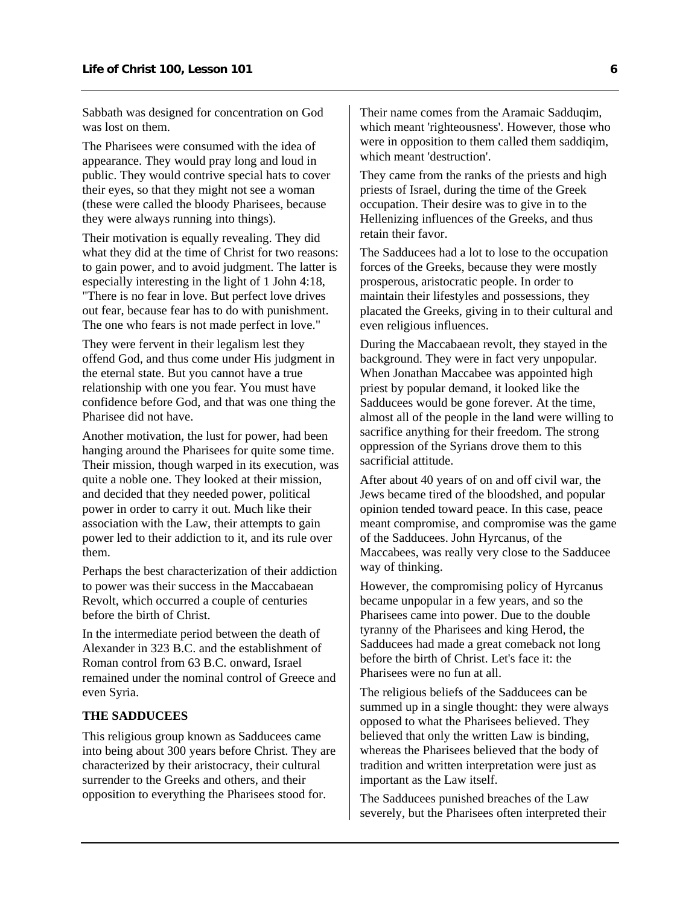Sabbath was designed for concentration on God was lost on them.

The Pharisees were consumed with the idea of appearance. They would pray long and loud in public. They would contrive special hats to cover their eyes, so that they might not see a woman (these were called the bloody Pharisees, because they were always running into things).

Their motivation is equally revealing. They did what they did at the time of Christ for two reasons: to gain power, and to avoid judgment. The latter is especially interesting in the light of 1 John 4:18, "There is no fear in love. But perfect love drives out fear, because fear has to do with punishment. The one who fears is not made perfect in love."

They were fervent in their legalism lest they offend God, and thus come under His judgment in the eternal state. But you cannot have a true relationship with one you fear. You must have confidence before God, and that was one thing the Pharisee did not have.

Another motivation, the lust for power, had been hanging around the Pharisees for quite some time. Their mission, though warped in its execution, was quite a noble one. They looked at their mission, and decided that they needed power, political power in order to carry it out. Much like their association with the Law, their attempts to gain power led to their addiction to it, and its rule over them.

Perhaps the best characterization of their addiction to power was their success in the Maccabaean Revolt, which occurred a couple of centuries before the birth of Christ.

In the intermediate period between the death of Alexander in 323 B.C. and the establishment of Roman control from 63 B.C. onward, Israel remained under the nominal control of Greece and even Syria.

**THE SADDUCEES**

This religious group known as Sadducees came into being about 300 years before Christ. They are characterized by their aristocracy, their cultural surrender to the Greeks and others, and their opposition to everything the Pharisees stood for.

Their name comes from the Aramaic Sadduqim, which meant 'righteousness'. However, those who were in opposition to them called them saddiqim, which meant 'destruction'.

They came from the ranks of the priests and high priests of Israel, during the time of the Greek occupation. Their desire was to give in to the Hellenizing influences of the Greeks, and thus retain their favor.

The Sadducees had a lot to lose to the occupation forces of the Greeks, because they were mostly prosperous, aristocratic people. In order to maintain their lifestyles and possessions, they placated the Greeks, giving in to their cultural and even religious influences.

During the Maccabaean revolt, they stayed in the background. They were in fact very unpopular. When Jonathan Maccabee was appointed high priest by popular demand, it looked like the Sadducees would be gone forever. At the time, almost all of the people in the land were willing to sacrifice anything for their freedom. The strong oppression of the Syrians drove them to this sacrificial attitude.

After about 40 years of on and off civil war, the Jews became tired of the bloodshed, and popular opinion tended toward peace. In this case, peace meant compromise, and compromise was the game of the Sadducees. John Hyrcanus, of the Maccabees, was really very close to the Sadducee way of thinking.

However, the compromising policy of Hyrcanus became unpopular in a few years, and so the Pharisees came into power. Due to the double tyranny of the Pharisees and king Herod, the Sadducees had made a great comeback not long before the birth of Christ. Let's face it: the Pharisees were no fun at all.

The religious beliefs of the Sadducees can be summed up in a single thought: they were always opposed to what the Pharisees believed. They believed that only the written Law is binding, whereas the Pharisees believed that the body of tradition and written interpretation were just as important as the Law itself.

The Sadducees punished breaches of the Law severely, but the Pharisees often interpreted their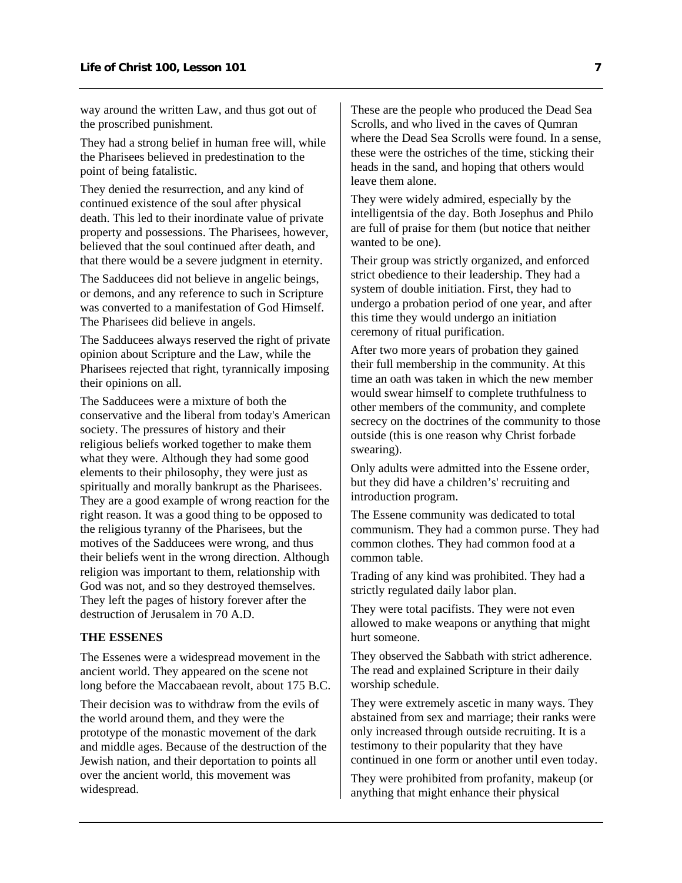way around the written Law, and thus got out of the proscribed punishment.

They had a strong belief in human free will, while the Pharisees believed in predestination to the point of being fatalistic.

They denied the resurrection, and any kind of continued existence of the soul after physical death. This led to their inordinate value of private property and possessions. The Pharisees, however, believed that the soul continued after death, and that there would be a severe judgment in eternity.

The Sadducees did not believe in angelic beings, or demons, and any reference to such in Scripture was converted to a manifestation of God Himself. The Pharisees did believe in angels.

The Sadducees always reserved the right of private opinion about Scripture and the Law, while the Pharisees rejected that right, tyrannically imposing their opinions on all.

The Sadducees were a mixture of both the conservative and the liberal from today's American society. The pressures of history and their religious beliefs worked together to make them what they were. Although they had some good elements to their philosophy, they were just as spiritually and morally bankrupt as the Pharisees. They are a good example of wrong reaction for the right reason. It was a good thing to be opposed to the religious tyranny of the Pharisees, but the motives of the Sadducees were wrong, and thus their beliefs went in the wrong direction. Although religion was important to them, relationship with God was not, and so they destroyed themselves. They left the pages of history forever after the destruction of Jerusalem in 70 A.D.

**THE ESSENES**

The Essenes were a widespread movement in the ancient world. They appeared on the scene not long before the Maccabaean revolt, about 175 B.C.

Their decision was to withdraw from the evils of the world around them, and they were the prototype of the monastic movement of the dark and middle ages. Because of the destruction of the Jewish nation, and their deportation to points all over the ancient world, this movement was widespread.

These are the people who produced the Dead Sea Scrolls, and who lived in the caves of Qumran where the Dead Sea Scrolls were found. In a sense, these were the ostriches of the time, sticking their heads in the sand, and hoping that others would leave them alone.

They were widely admired, especially by the intelligentsia of the day. Both Josephus and Philo are full of praise for them (but notice that neither wanted to be one).

Their group was strictly organized, and enforced strict obedience to their leadership. They had a system of double initiation. First, they had to undergo a probation period of one year, and after this time they would undergo an initiation ceremony of ritual purification.

After two more years of probation they gained their full membership in the community. At this time an oath was taken in which the new member would swear himself to complete truthfulness to other members of the community, and complete secrecy on the doctrines of the community to those outside (this is one reason why Christ forbade swearing).

Only adults were admitted into the Essene order, but they did have a children's' recruiting and introduction program.

The Essene community was dedicated to total communism. They had a common purse. They had common clothes. They had common food at a common table.

Trading of any kind was prohibited. They had a strictly regulated daily labor plan.

They were total pacifists. They were not even allowed to make weapons or anything that might hurt someone.

They observed the Sabbath with strict adherence. The read and explained Scripture in their daily worship schedule.

They were extremely ascetic in many ways. They abstained from sex and marriage; their ranks were only increased through outside recruiting. It is a testimony to their popularity that they have continued in one form or another until even today.

They were prohibited from profanity, makeup (or anything that might enhance their physical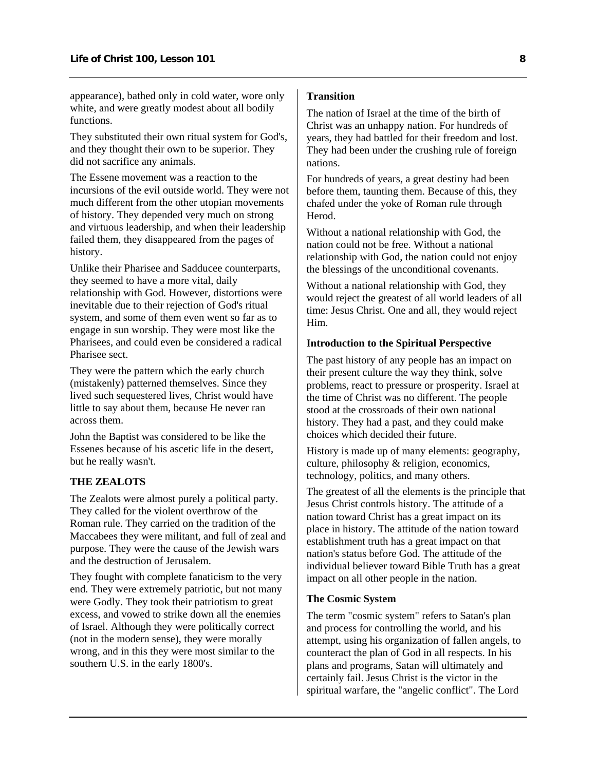appearance), bathed only in cold water, wore only white, and were greatly modest about all bodily functions.

They substituted their own ritual system for God's, and they thought their own to be superior. They did not sacrifice any animals.

The Essene movement was a reaction to the incursions of the evil outside world. They were not much different from the other utopian movements of history. They depended very much on strong and virtuous leadership, and when their leadership failed them, they disappeared from the pages of history.

Unlike their Pharisee and Sadducee counterparts, they seemed to have a more vital, daily relationship with God. However, distortions were inevitable due to their rejection of God's ritual system, and some of them even went so far as to engage in sun worship. They were most like the Pharisees, and could even be considered a radical Pharisee sect.

They were the pattern which the early church (mistakenly) patterned themselves. Since they lived such sequestered lives, Christ would have little to say about them, because He never ran across them.

John the Baptist was considered to be like the Essenes because of his ascetic life in the desert, but he really wasn't.

**THE ZEALOTS**

The Zealots were almost purely a political party. They called for the violent overthrow of the Roman rule. They carried on the tradition of the Maccabees they were militant, and full of zeal and purpose. They were the cause of the Jewish wars and the destruction of Jerusalem.

They fought with complete fanaticism to the very end. They were extremely patriotic, but not many were Godly. They took their patriotism to great excess, and vowed to strike down all the enemies of Israel. Although they were politically correct (not in the modern sense), they were morally wrong, and in this they were most similar to the southern U.S. in the early 1800's.

**Transition**

The nation of Israel at the time of the birth of Christ was an unhappy nation. For hundreds of years, they had battled for their freedom and lost. They had been under the crushing rule of foreign nations.

For hundreds of years, a great destiny had been before them, taunting them. Because of this, they chafed under the yoke of Roman rule through Herod.

Without a national relationship with God, the nation could not be free. Without a national relationship with God, the nation could not enjoy the blessings of the unconditional covenants.

Without a national relationship with God, they would reject the greatest of all world leaders of all time: Jesus Christ. One and all, they would reject Him.

**Introduction to the Spiritual Perspective**

The past history of any people has an impact on their present culture the way they think, solve problems, react to pressure or prosperity. Israel at the time of Christ was no different. The people stood at the crossroads of their own national history. They had a past, and they could make choices which decided their future.

History is made up of many elements: geography, culture, philosophy & religion, economics, technology, politics, and many others.

The greatest of all the elements is the principle that Jesus Christ controls history. The attitude of a nation toward Christ has a great impact on its place in history. The attitude of the nation toward establishment truth has a great impact on that nation's status before God. The attitude of the individual believer toward Bible Truth has a great impact on all other people in the nation.

**The Cosmic System**

The term "cosmic system" refers to Satan's plan and process for controlling the world, and his attempt, using his organization of fallen angels, to counteract the plan of God in all respects. In his plans and programs, Satan will ultimately and certainly fail. Jesus Christ is the victor in the spiritual warfare, the "angelic conflict". The Lord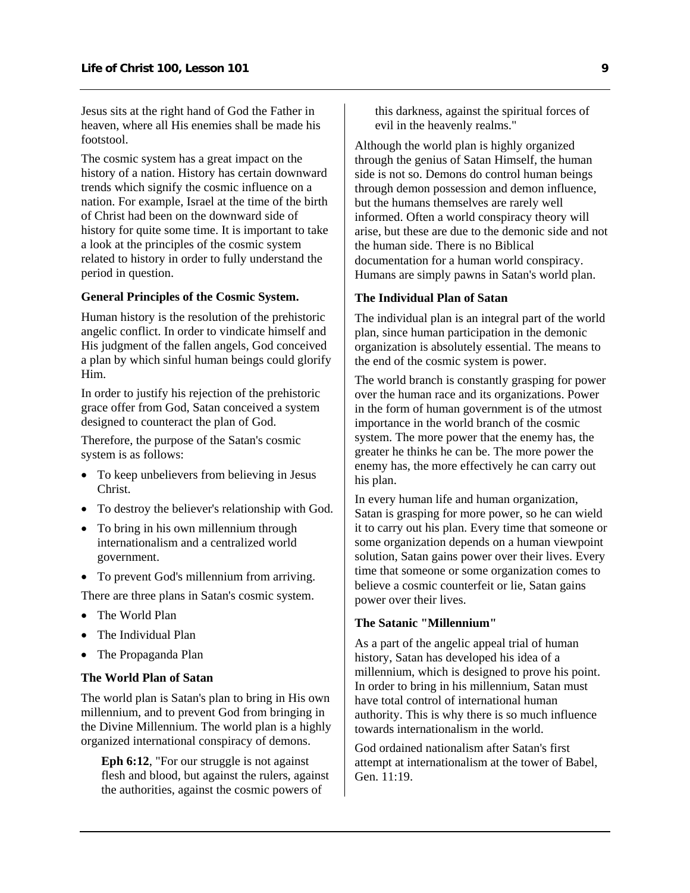Jesus sits at the right hand of God the Father in heaven, where all His enemies shall be made his footstool.

The cosmic system has a great impact on the history of a nation. History has certain downward trends which signify the cosmic influence on a nation. For example, Israel at the time of the birth of Christ had been on the downward side of history for quite some time. It is important to take a look at the principles of the cosmic system related to history in order to fully understand the period in question.

### General Principles of the Cosmic System.

Human history is the resolution of the prehistoric angelic conflict. In order to vindicate himself and His judgment of the fallen angels, God conceived a plan by which sinful human beings could glorify Him.

In order to justify his rejection of the prehistoric grace offer from God, Satan conceived a system designed to counteract the plan of God.

Therefore, the purpose of the Satan's cosmic system is as follows:

- To keep unbelievers from believing in Jesus Christ.
- To destroy the believer's relationship with God.
- To bring in his own millennium through internationalism and a centralized world government.
- To prevent God's millennium from arriving.

There are three plans in Satan's cosmic system.

- The World Plan
- The Individual Plan
- The Propaganda Plan

### The World Plan of Satan

The world plan is Satan's plan to bring in His own millennium, and to prevent God from bringing in the Divine Millennium. The world plan is a highly organized international conspiracy of demons.

> **Eph 6:12**, "For our struggle is not against flesh and blood, but against the rulers, against the authorities, against the cosmic powers of this darkness, against the spiritual forces of evil in the heavenly realms."

Although the world plan is highly organized through the genius of Satan Himself, the human side is not so. Demons do control human beings through demon possession and demon influence, but the humans themselves are rarely well informed. Often a world conspiracy theory will arise, but these are due to the demonic side and not the human side. There is no Biblical documentation for a human world conspiracy. Humans are simply pawns in Satan's world plan.

### The Individual Plan of Satan

The individual plan is an integral part of the world plan, since human participation in the demonic organization is absolutely essential. The means to the end of the cosmic system is power.

The world branch is constantly grasping for power over the human race and its organizations. Power in the form of human government is of the utmost importance in the world branch of the cosmic system. The more power that the enemy has, the greater he thinks he can be. The more power the enemy has, the more effectively he can carry out his plan.

In every human life and human organization, Satan is grasping for more power, so he can wield it to carry out his plan. Every time that someone or some organization depends on a human viewpoint solution, Satan gains power over their lives. Every time that someone or some organization comes to believe a cosmic counterfeit or lie, Satan gains power over their lives.

### The Satanic "Millennium"

As a part of the angelic appeal trial of human history, Satan has developed his idea of a millennium, which is designed to prove his point. In order to bring in his millennium, Satan must have total control of international human authority. This is why there is so much influence towards internationalism in the world.

God ordained nationalism after Satan's first attempt at internationalism at the tower of Babel, Gen. 11:19.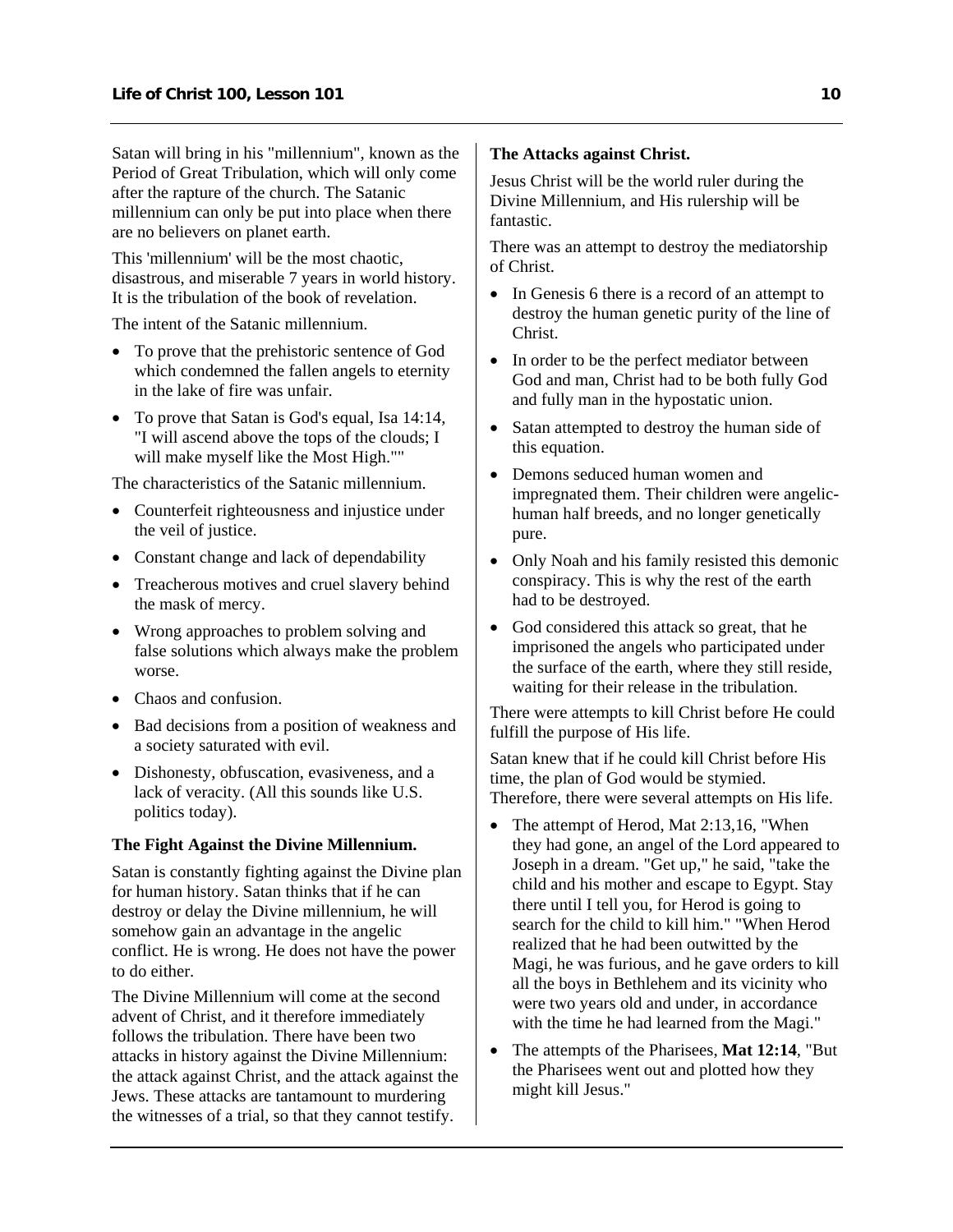Satan will bring in his "millennium", known as the Period of Great Tribulation, which will only come after the rapture of the church. The Satanic millennium can only be put into place when there are no believers on planet earth.

This 'millennium' will be the most chaotic, disastrous, and miserable 7 years in world history. It is the tribulation of the book of revelation.

The intent of the Satanic millennium.

- To prove that the prehistoric sentence of God which condemned the fallen angels to eternity in the lake of fire was unfair.
- To prove that Satan is God's equal, Isa 14:14, "I will ascend above the tops of the clouds; I will make myself like the Most High.""

The characteristics of the Satanic millennium.

- Counterfeit righteousness and injustice under the veil of justice.
- Constant change and lack of dependability
- Treacherous motives and cruel slavery behind the mask of mercy.
- Wrong approaches to problem solving and false solutions which always make the problem worse.
- Chaos and confusion.
- Bad decisions from a position of weakness and a society saturated with evil.
- Dishonesty, obfuscation, evasiveness, and a lack of veracity. (All this sounds like U.S. politics today).

**The Fight Against the Divine Millennium.**

Satan is constantly fighting against the Divine plan for human history. Satan thinks that if he can destroy or delay the Divine millennium, he will somehow gain an advantage in the angelic conflict. He is wrong. He does not have the power to do either.

The Divine Millennium will come at the second advent of Christ, and it therefore immediately follows the tribulation. There have been two attacks in history against the Divine Millennium: the attack against Christ, and the attack against the Jews. These attacks are tantamount to murdering the witnesses of a trial, so that they cannot testify.

**The Attacks against Christ.**

Jesus Christ will be the world ruler during the Divine Millennium, and His rulership will be fantastic.

There was an attempt to destroy the mediatorship of Christ.

- In Genesis 6 there is a record of an attempt to destroy the human genetic purity of the line of Christ.
- In order to be the perfect mediator between God and man, Christ had to be both fully God and fully man in the hypostatic union.
- Satan attempted to destroy the human side of this equation.
- Demons seduced human women and impregnated them. Their children were angelic-human half breeds, and no longer genetically pure.
- Only Noah and his family resisted this demonic conspiracy. This is why the rest of the earth had to be destroyed.
- God considered this attack so great, that he imprisoned the angels who participated under the surface of the earth, where they still reside, waiting for their release in the tribulation.

There were attempts to kill Christ before He could fulfill the purpose of His life.

Satan knew that if he could kill Christ before His time, the plan of God would be stymied. Therefore, there were several attempts on His life.

- The attempt of Herod, Mat 2:13,16, "When they had gone, an angel of the Lord appeared to Joseph in a dream. "Get up," he said, "take the child and his mother and escape to Egypt. Stay there until I tell you, for Herod is going to search for the child to kill him." "When Herod realized that he had been outwitted by the Magi, he was furious, and he gave orders to kill all the boys in Bethlehem and its vicinity who were two years old and under, in accordance with the time he had learned from the Magi."
- The attempts of the Pharisees, **Mat 12:14**, "But the Pharisees went out and plotted how they might kill Jesus."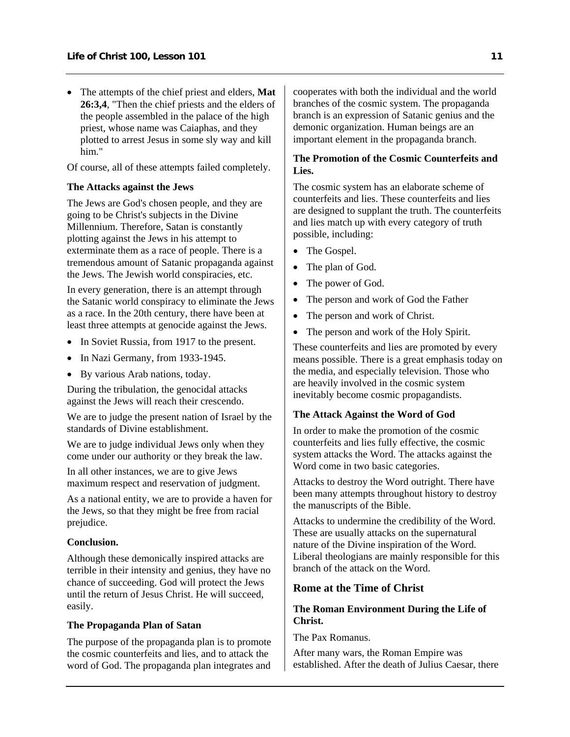- The attempts of the chief priest and elders, **Mat 26:3,4**, "Then the chief priests and the elders of the people assembled in the palace of the high priest, whose name was Caiaphas, and they plotted to arrest Jesus in some sly way and kill him."

Of course, all of these attempts failed completely.

### The Attacks against the Jews

The Jews are God's chosen people, and they are going to be Christ's subjects in the Divine Millennium. Therefore, Satan is constantly plotting against the Jews in his attempt to exterminate them as a race of people. There is a tremendous amount of Satanic propaganda against the Jews. The Jewish world conspiracies, etc.

In every generation, there is an attempt through the Satanic world conspiracy to eliminate the Jews as a race. In the 20th century, there have been at least three attempts at genocide against the Jews.

- In Soviet Russia, from 1917 to the present.
- In Nazi Germany, from 1933-1945.
- By various Arab nations, today.

During the tribulation, the genocidal attacks against the Jews will reach their crescendo.

We are to judge the present nation of Israel by the standards of Divine establishment.

We are to judge individual Jews only when they come under our authority or they break the law.

In all other instances, we are to give Jews maximum respect and reservation of judgment.

As a national entity, we are to provide a haven for the Jews, so that they might be free from racial prejudice.

### Conclusion.

Although these demonically inspired attacks are terrible in their intensity and genius, they have no chance of succeeding. God will protect the Jews until the return of Jesus Christ. He will succeed, easily.

### The Propaganda Plan of Satan

The purpose of the propaganda plan is to promote the cosmic counterfeits and lies, and to attack the word of God. The propaganda plan integrates and cooperates with both the individual and the world branches of the cosmic system. The propaganda branch is an expression of Satanic genius and the demonic organization. Human beings are an important element in the propaganda branch.

### The Promotion of the Cosmic Counterfeits and Lies.

The cosmic system has an elaborate scheme of counterfeits and lies. These counterfeits and lies are designed to supplant the truth. The counterfeits and lies match up with every category of truth possible, including:

- The Gospel.
- The plan of God.
- The power of God.
- The person and work of God the Father
- The person and work of Christ.
- The person and work of the Holy Spirit.

These counterfeits and lies are promoted by every means possible. There is a great emphasis today on the media, and especially television. Those who are heavily involved in the cosmic system inevitably become cosmic propagandists.

### The Attack Against the Word of God

In order to make the promotion of the cosmic counterfeits and lies fully effective, the cosmic system attacks the Word. The attacks against the Word come in two basic categories.

Attacks to destroy the Word outright. There have been many attempts throughout history to destroy the manuscripts of the Bible.

Attacks to undermine the credibility of the Word. These are usually attacks on the supernatural nature of the Divine inspiration of the Word. Liberal theologians are mainly responsible for this branch of the attack on the Word.

## Rome at the Time of Christ

### The Roman Environment During the Life of Christ.

The Pax Romanus.

After many wars, the Roman Empire was established. After the death of Julius Caesar, there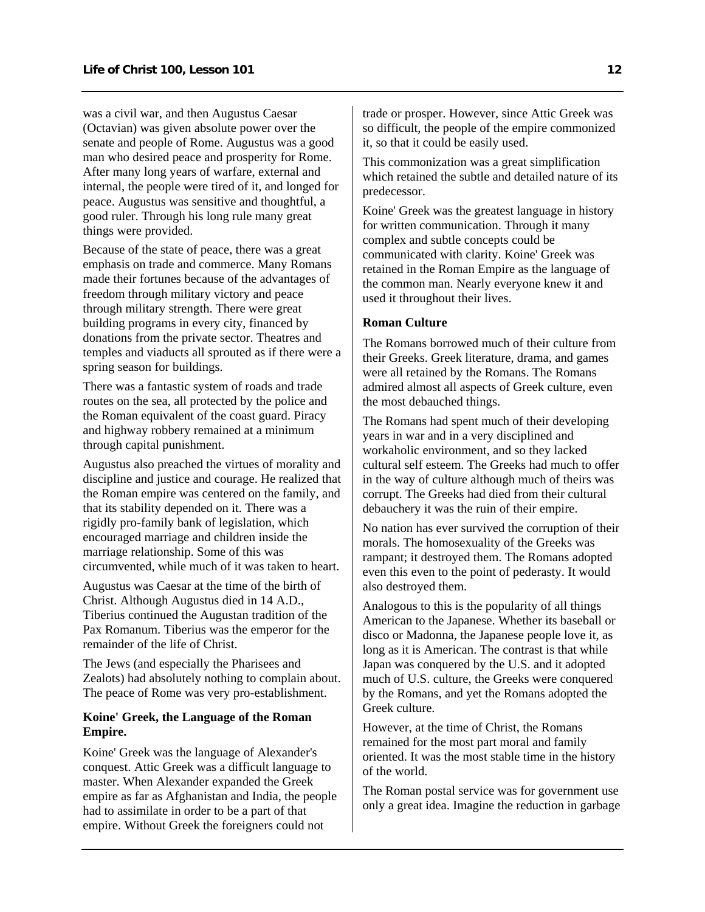was a civil war, and then Augustus Caesar (Octavian) was given absolute power over the senate and people of Rome. Augustus was a good man who desired peace and prosperity for Rome. After many long years of warfare, external and internal, the people were tired of it, and longed for peace. Augustus was sensitive and thoughtful, a good ruler. Through his long rule many great things were provided.

Because of the state of peace, there was a great emphasis on trade and commerce. Many Romans made their fortunes because of the advantages of freedom through military victory and peace through military strength. There were great building programs in every city, financed by donations from the private sector. Theatres and temples and viaducts all sprouted as if there were a spring season for buildings.

There was a fantastic system of roads and trade routes on the sea, all protected by the police and the Roman equivalent of the coast guard. Piracy and highway robbery remained at a minimum through capital punishment.

Augustus also preached the virtues of morality and discipline and justice and courage. He realized that the Roman empire was centered on the family, and that its stability depended on it. There was a rigidly pro-family bank of legislation, which encouraged marriage and children inside the marriage relationship. Some of this was circumvented, while much of it was taken to heart.

Augustus was Caesar at the time of the birth of Christ. Although Augustus died in 14 A.D., Tiberius continued the Augustan tradition of the Pax Romanum. Tiberius was the emperor for the remainder of the life of Christ.

The Jews (and especially the Pharisees and Zealots) had absolutely nothing to complain about. The peace of Rome was very pro-establishment.

**Koine' Greek, the Language of the Roman Empire.**

Koine' Greek was the language of Alexander's conquest. Attic Greek was a difficult language to master. When Alexander expanded the Greek empire as far as Afghanistan and India, the people had to assimilate in order to be a part of that empire. Without Greek the foreigners could not trade or prosper. However, since Attic Greek was so difficult, the people of the empire commonized it, so that it could be easily used.

This commonization was a great simplification which retained the subtle and detailed nature of its predecessor.

Koine' Greek was the greatest language in history for written communication. Through it many complex and subtle concepts could be communicated with clarity. Koine' Greek was retained in the Roman Empire as the language of the common man. Nearly everyone knew it and used it throughout their lives.

**Roman Culture**

The Romans borrowed much of their culture from their Greeks. Greek literature, drama, and games were all retained by the Romans. The Romans admired almost all aspects of Greek culture, even the most debauched things.

The Romans had spent much of their developing years in war and in a very disciplined and workaholic environment, and so they lacked cultural self esteem. The Greeks had much to offer in the way of culture although much of theirs was corrupt. The Greeks had died from their cultural debauchery it was the ruin of their empire.

No nation has ever survived the corruption of their morals. The homosexuality of the Greeks was rampant; it destroyed them. The Romans adopted even this even to the point of pederasty. It would also destroyed them.

Analogous to this is the popularity of all things American to the Japanese. Whether its baseball or disco or Madonna, the Japanese people love it, as long as it is American. The contrast is that while Japan was conquered by the U.S. and it adopted much of U.S. culture, the Greeks were conquered by the Romans, and yet the Romans adopted the Greek culture.

However, at the time of Christ, the Romans remained for the most part moral and family oriented. It was the most stable time in the history of the world.

The Roman postal service was for government use only a great idea. Imagine the reduction in garbage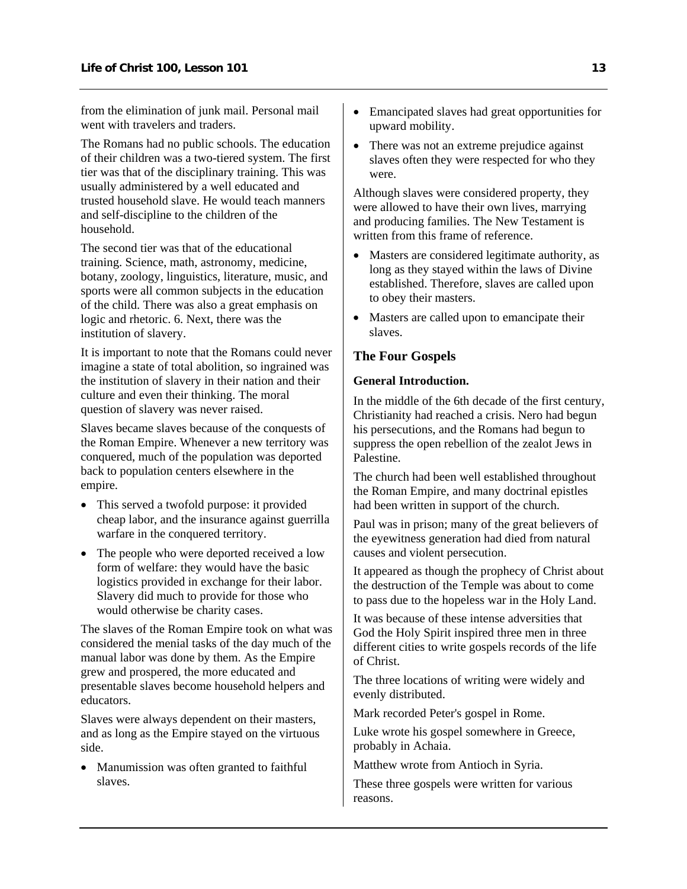from the elimination of junk mail. Personal mail went with travelers and traders.

The Romans had no public schools. The education of their children was a two-tiered system. The first tier was that of the disciplinary training. This was usually administered by a well educated and trusted household slave. He would teach manners and self-discipline to the children of the household.

The second tier was that of the educational training. Science, math, astronomy, medicine, botany, zoology, linguistics, literature, music, and sports were all common subjects in the education of the child. There was also a great emphasis on logic and rhetoric. 6. Next, there was the institution of slavery.

It is important to note that the Romans could never imagine a state of total abolition, so ingrained was the institution of slavery in their nation and their culture and even their thinking. The moral question of slavery was never raised.

Slaves became slaves because of the conquests of the Roman Empire. Whenever a new territory was conquered, much of the population was deported back to population centers elsewhere in the empire.

- This served a twofold purpose: it provided cheap labor, and the insurance against guerrilla warfare in the conquered territory.
- The people who were deported received a low form of welfare: they would have the basic logistics provided in exchange for their labor. Slavery did much to provide for those who would otherwise be charity cases.

The slaves of the Roman Empire took on what was considered the menial tasks of the day much of the manual labor was done by them. As the Empire grew and prospered, the more educated and presentable slaves become household helpers and educators.

Slaves were always dependent on their masters, and as long as the Empire stayed on the virtuous side.

- Manumission was often granted to faithful slaves.
- Emancipated slaves had great opportunities for upward mobility.
- There was not an extreme prejudice against slaves often they were respected for who they were.

Although slaves were considered property, they were allowed to have their own lives, marrying and producing families. The New Testament is written from this frame of reference.

- Masters are considered legitimate authority, as long as they stayed within the laws of Divine established. Therefore, slaves are called upon to obey their masters.
- Masters are called upon to emancipate their slaves.

## The Four Gospels

### General Introduction.

In the middle of the 6th decade of the first century, Christianity had reached a crisis. Nero had begun his persecutions, and the Romans had begun to suppress the open rebellion of the zealot Jews in Palestine.

The church had been well established throughout the Roman Empire, and many doctrinal epistles had been written in support of the church.

Paul was in prison; many of the great believers of the eyewitness generation had died from natural causes and violent persecution.

It appeared as though the prophecy of Christ about the destruction of the Temple was about to come to pass due to the hopeless war in the Holy Land.

It was because of these intense adversities that God the Holy Spirit inspired three men in three different cities to write gospels records of the life of Christ.

The three locations of writing were widely and evenly distributed.

Mark recorded Peter's gospel in Rome.

Luke wrote his gospel somewhere in Greece, probably in Achaia.

Matthew wrote from Antioch in Syria.

These three gospels were written for various reasons.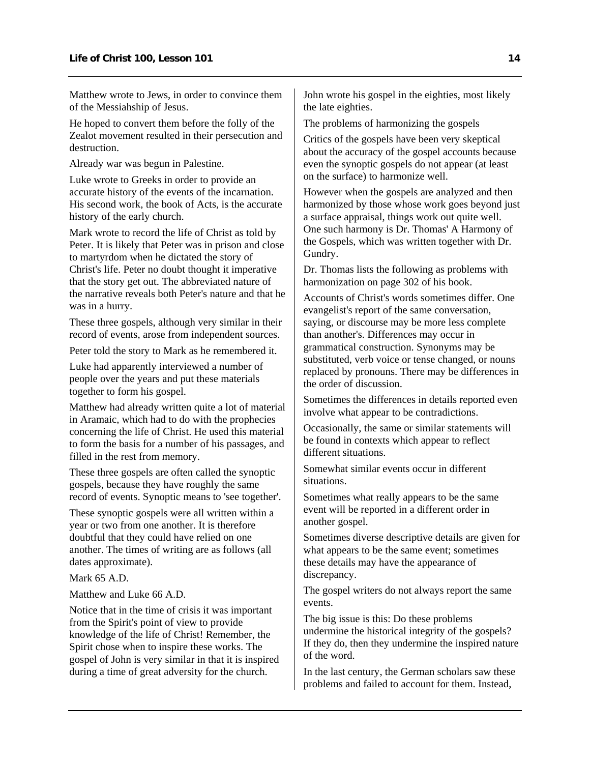Matthew wrote to Jews, in order to convince them of the Messiahship of Jesus.

He hoped to convert them before the folly of the Zealot movement resulted in their persecution and destruction.

Already war was begun in Palestine.

Luke wrote to Greeks in order to provide an accurate history of the events of the incarnation. His second work, the book of Acts, is the accurate history of the early church.

Mark wrote to record the life of Christ as told by Peter. It is likely that Peter was in prison and close to martyrdom when he dictated the story of Christ's life. Peter no doubt thought it imperative that the story get out. The abbreviated nature of the narrative reveals both Peter's nature and that he was in a hurry.

These three gospels, although very similar in their record of events, arose from independent sources.

Peter told the story to Mark as he remembered it.

Luke had apparently interviewed a number of people over the years and put these materials together to form his gospel.

Matthew had already written quite a lot of material in Aramaic, which had to do with the prophecies concerning the life of Christ. He used this material to form the basis for a number of his passages, and filled in the rest from memory.

These three gospels are often called the synoptic gospels, because they have roughly the same record of events. Synoptic means to 'see together'.

These synoptic gospels were all written within a year or two from one another. It is therefore doubtful that they could have relied on one another. The times of writing are as follows (all dates approximate).

Mark 65 A.D.

Matthew and Luke 66 A.D.

Notice that in the time of crisis it was important from the Spirit's point of view to provide knowledge of the life of Christ! Remember, the Spirit chose when to inspire these works. The gospel of John is very similar in that it is inspired during a time of great adversity for the church.

John wrote his gospel in the eighties, most likely the late eighties.

The problems of harmonizing the gospels

Critics of the gospels have been very skeptical about the accuracy of the gospel accounts because even the synoptic gospels do not appear (at least on the surface) to harmonize well.

However when the gospels are analyzed and then harmonized by those whose work goes beyond just a surface appraisal, things work out quite well. One such harmony is Dr. Thomas' A Harmony of the Gospels, which was written together with Dr. Gundry.

Dr. Thomas lists the following as problems with harmonization on page 302 of his book.

Accounts of Christ's words sometimes differ. One evangelist's report of the same conversation, saying, or discourse may be more less complete than another's. Differences may occur in grammatical construction. Synonyms may be substituted, verb voice or tense changed, or nouns replaced by pronouns. There may be differences in the order of discussion.

Sometimes the differences in details reported even involve what appear to be contradictions.

Occasionally, the same or similar statements will be found in contexts which appear to reflect different situations.

Somewhat similar events occur in different situations.

Sometimes what really appears to be the same event will be reported in a different order in another gospel.

Sometimes diverse descriptive details are given for what appears to be the same event; sometimes these details may have the appearance of discrepancy.

The gospel writers do not always report the same events.

The big issue is this: Do these problems undermine the historical integrity of the gospels? If they do, then they undermine the inspired nature of the word.

In the last century, the German scholars saw these problems and failed to account for them. Instead,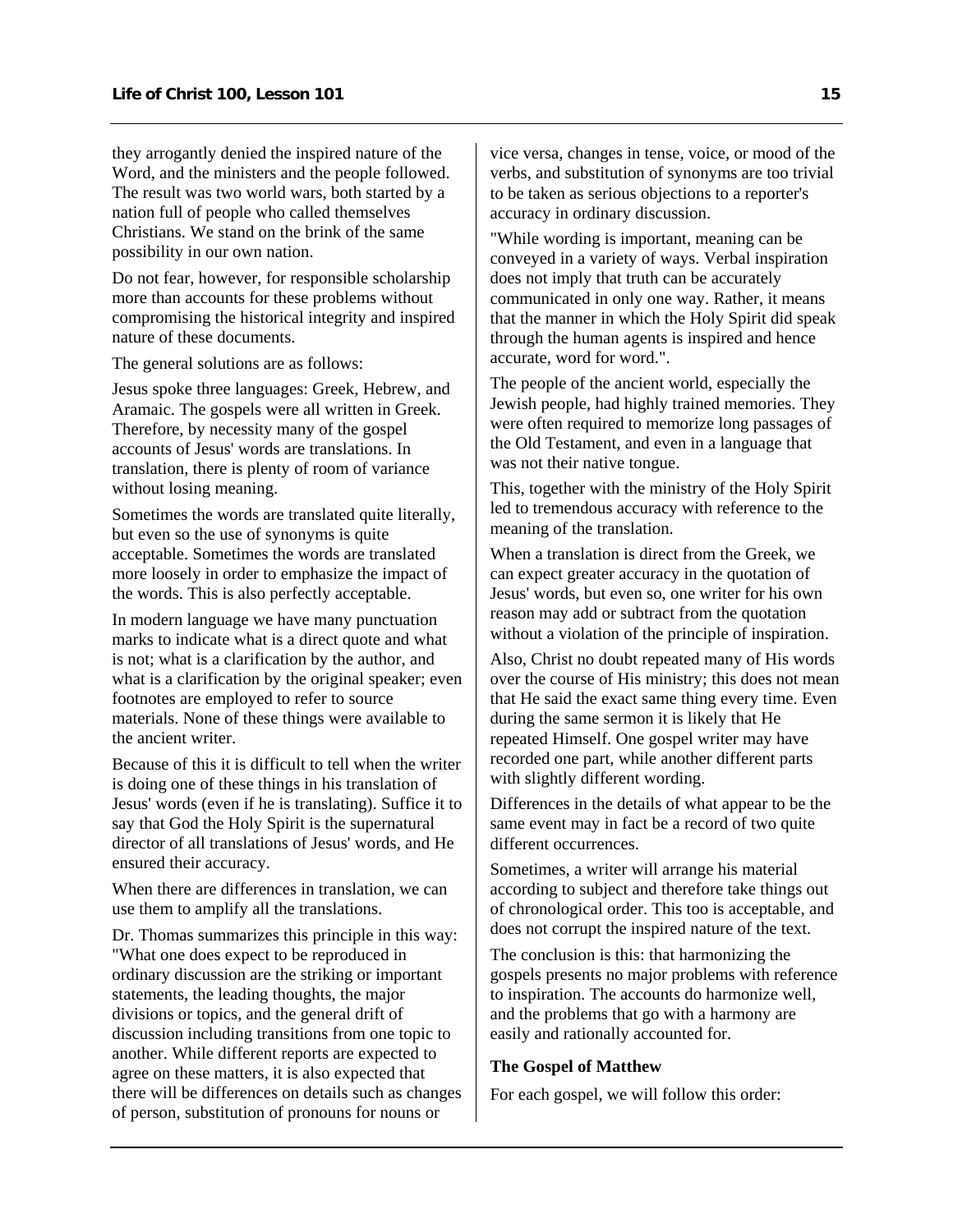they arrogantly denied the inspired nature of the Word, and the ministers and the people followed. The result was two world wars, both started by a nation full of people who called themselves Christians. We stand on the brink of the same possibility in our own nation.

Do not fear, however, for responsible scholarship more than accounts for these problems without compromising the historical integrity and inspired nature of these documents.

The general solutions are as follows:

Jesus spoke three languages: Greek, Hebrew, and Aramaic. The gospels were all written in Greek. Therefore, by necessity many of the gospel accounts of Jesus' words are translations. In translation, there is plenty of room of variance without losing meaning.

Sometimes the words are translated quite literally, but even so the use of synonyms is quite acceptable. Sometimes the words are translated more loosely in order to emphasize the impact of the words. This is also perfectly acceptable.

In modern language we have many punctuation marks to indicate what is a direct quote and what is not; what is a clarification by the author, and what is a clarification by the original speaker; even footnotes are employed to refer to source materials. None of these things were available to the ancient writer.

Because of this it is difficult to tell when the writer is doing one of these things in his translation of Jesus' words (even if he is translating). Suffice it to say that God the Holy Spirit is the supernatural director of all translations of Jesus' words, and He ensured their accuracy.

When there are differences in translation, we can use them to amplify all the translations.

Dr. Thomas summarizes this principle in this way: "What one does expect to be reproduced in ordinary discussion are the striking or important statements, the leading thoughts, the major divisions or topics, and the general drift of discussion including transitions from one topic to another. While different reports are expected to agree on these matters, it is also expected that there will be differences on details such as changes of person, substitution of pronouns for nouns or vice versa, changes in tense, voice, or mood of the verbs, and substitution of synonyms are too trivial to be taken as serious objections to a reporter's accuracy in ordinary discussion.

"While wording is important, meaning can be conveyed in a variety of ways. Verbal inspiration does not imply that truth can be accurately communicated in only one way. Rather, it means that the manner in which the Holy Spirit did speak through the human agents is inspired and hence accurate, word for word.".

The people of the ancient world, especially the Jewish people, had highly trained memories. They were often required to memorize long passages of the Old Testament, and even in a language that was not their native tongue.

This, together with the ministry of the Holy Spirit led to tremendous accuracy with reference to the meaning of the translation.

When a translation is direct from the Greek, we can expect greater accuracy in the quotation of Jesus' words, but even so, one writer for his own reason may add or subtract from the quotation without a violation of the principle of inspiration.

Also, Christ no doubt repeated many of His words over the course of His ministry; this does not mean that He said the exact same thing every time. Even during the same sermon it is likely that He repeated Himself. One gospel writer may have recorded one part, while another different parts with slightly different wording.

Differences in the details of what appear to be the same event may in fact be a record of two quite different occurrences.

Sometimes, a writer will arrange his material according to subject and therefore take things out of chronological order. This too is acceptable, and does not corrupt the inspired nature of the text.

The conclusion is this: that harmonizing the gospels presents no major problems with reference to inspiration. The accounts do harmonize well, and the problems that go with a harmony are easily and rationally accounted for.

### The Gospel of Matthew

For each gospel, we will follow this order: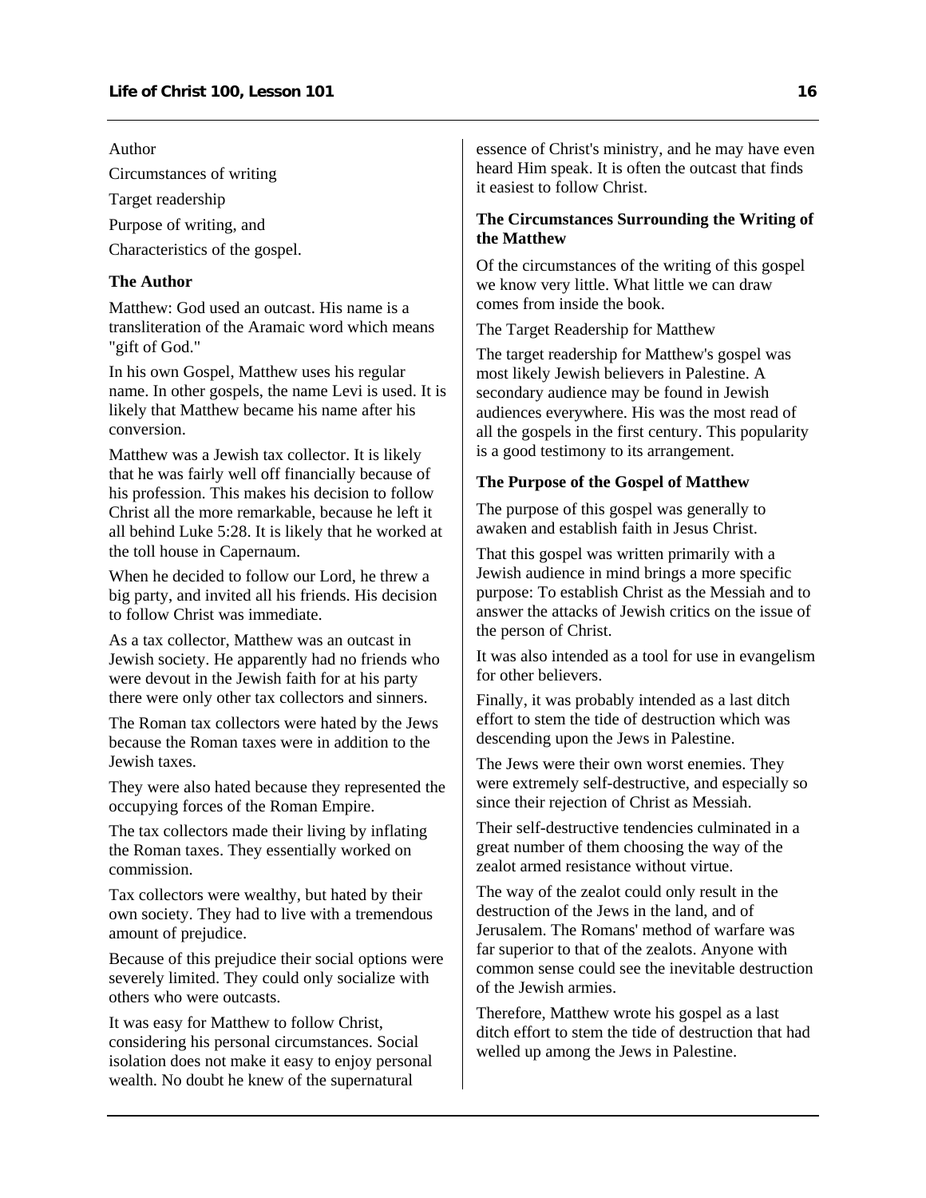Author

Circumstances of writing

Target readership

Purpose of writing, and

Characteristics of the gospel.

**The Author**

Matthew: God used an outcast. His name is a transliteration of the Aramaic word which means "gift of God."

In his own Gospel, Matthew uses his regular name. In other gospels, the name Levi is used. It is likely that Matthew became his name after his conversion.

Matthew was a Jewish tax collector. It is likely that he was fairly well off financially because of his profession. This makes his decision to follow Christ all the more remarkable, because he left it all behind Luke 5:28. It is likely that he worked at the toll house in Capernaum.

When he decided to follow our Lord, he threw a big party, and invited all his friends. His decision to follow Christ was immediate.

As a tax collector, Matthew was an outcast in Jewish society. He apparently had no friends who were devout in the Jewish faith for at his party there were only other tax collectors and sinners.

The Roman tax collectors were hated by the Jews because the Roman taxes were in addition to the Jewish taxes.

They were also hated because they represented the occupying forces of the Roman Empire.

The tax collectors made their living by inflating the Roman taxes. They essentially worked on commission.

Tax collectors were wealthy, but hated by their own society. They had to live with a tremendous amount of prejudice.

Because of this prejudice their social options were severely limited. They could only socialize with others who were outcasts.

It was easy for Matthew to follow Christ, considering his personal circumstances. Social isolation does not make it easy to enjoy personal wealth. No doubt he knew of the supernatural essence of Christ's ministry, and he may have even heard Him speak. It is often the outcast that finds it easiest to follow Christ.

**The Circumstances Surrounding the Writing of the Matthew**

Of the circumstances of the writing of this gospel we know very little. What little we can draw comes from inside the book.

The Target Readership for Matthew

The target readership for Matthew's gospel was most likely Jewish believers in Palestine. A secondary audience may be found in Jewish audiences everywhere. His was the most read of all the gospels in the first century. This popularity is a good testimony to its arrangement.

**The Purpose of the Gospel of Matthew**

The purpose of this gospel was generally to awaken and establish faith in Jesus Christ.

That this gospel was written primarily with a Jewish audience in mind brings a more specific purpose: To establish Christ as the Messiah and to answer the attacks of Jewish critics on the issue of the person of Christ.

It was also intended as a tool for use in evangelism for other believers.

Finally, it was probably intended as a last ditch effort to stem the tide of destruction which was descending upon the Jews in Palestine.

The Jews were their own worst enemies. They were extremely self-destructive, and especially so since their rejection of Christ as Messiah.

Their self-destructive tendencies culminated in a great number of them choosing the way of the zealot armed resistance without virtue.

The way of the zealot could only result in the destruction of the Jews in the land, and of Jerusalem. The Romans' method of warfare was far superior to that of the zealots. Anyone with common sense could see the inevitable destruction of the Jewish armies.

Therefore, Matthew wrote his gospel as a last ditch effort to stem the tide of destruction that had welled up among the Jews in Palestine.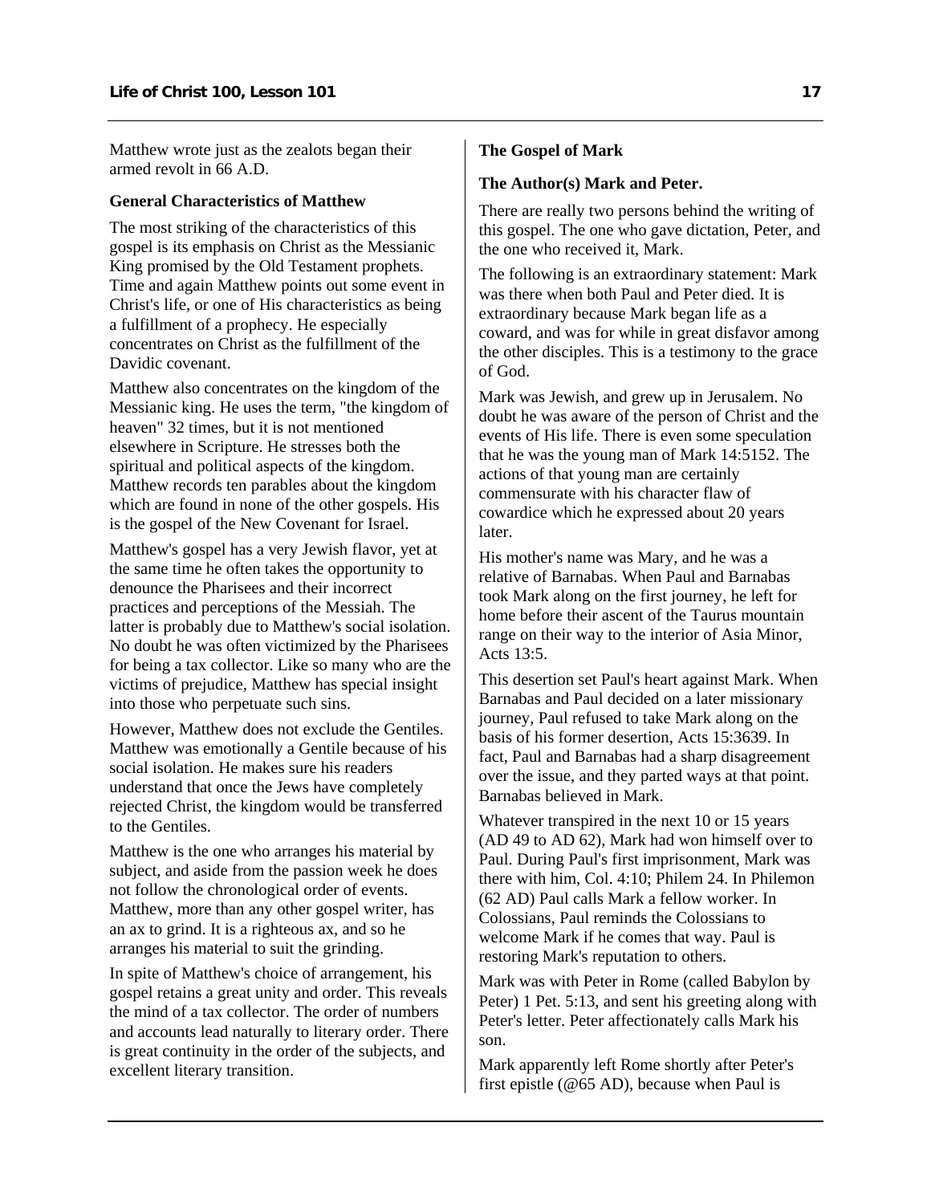Matthew wrote just as the zealots began their armed revolt in 66 A.D.

### General Characteristics of Matthew

The most striking of the characteristics of this gospel is its emphasis on Christ as the Messianic King promised by the Old Testament prophets. Time and again Matthew points out some event in Christ's life, or one of His characteristics as being a fulfillment of a prophecy. He especially concentrates on Christ as the fulfillment of the Davidic covenant.

Matthew also concentrates on the kingdom of the Messianic king. He uses the term, "the kingdom of heaven" 32 times, but it is not mentioned elsewhere in Scripture. He stresses both the spiritual and political aspects of the kingdom. Matthew records ten parables about the kingdom which are found in none of the other gospels. His is the gospel of the New Covenant for Israel.

Matthew's gospel has a very Jewish flavor, yet at the same time he often takes the opportunity to denounce the Pharisees and their incorrect practices and perceptions of the Messiah. The latter is probably due to Matthew's social isolation. No doubt he was often victimized by the Pharisees for being a tax collector. Like so many who are the victims of prejudice, Matthew has special insight into those who perpetuate such sins.

However, Matthew does not exclude the Gentiles. Matthew was emotionally a Gentile because of his social isolation. He makes sure his readers understand that once the Jews have completely rejected Christ, the kingdom would be transferred to the Gentiles.

Matthew is the one who arranges his material by subject, and aside from the passion week he does not follow the chronological order of events. Matthew, more than any other gospel writer, has an ax to grind. It is a righteous ax, and so he arranges his material to suit the grinding.

In spite of Matthew's choice of arrangement, his gospel retains a great unity and order. This reveals the mind of a tax collector. The order of numbers and accounts lead naturally to literary order. There is great continuity in the order of the subjects, and excellent literary transition.

## The Gospel of Mark

### The Author(s) Mark and Peter.

There are really two persons behind the writing of this gospel. The one who gave dictation, Peter, and the one who received it, Mark.

The following is an extraordinary statement: Mark was there when both Paul and Peter died. It is extraordinary because Mark began life as a coward, and was for while in great disfavor among the other disciples. This is a testimony to the grace of God.

Mark was Jewish, and grew up in Jerusalem. No doubt he was aware of the person of Christ and the events of His life. There is even some speculation that he was the young man of Mark 14:5152. The actions of that young man are certainly commensurate with his character flaw of cowardice which he expressed about 20 years later.

His mother's name was Mary, and he was a relative of Barnabas. When Paul and Barnabas took Mark along on the first journey, he left for home before their ascent of the Taurus mountain range on their way to the interior of Asia Minor, Acts 13:5.

This desertion set Paul's heart against Mark. When Barnabas and Paul decided on a later missionary journey, Paul refused to take Mark along on the basis of his former desertion, Acts 15:3639. In fact, Paul and Barnabas had a sharp disagreement over the issue, and they parted ways at that point. Barnabas believed in Mark.

Whatever transpired in the next 10 or 15 years (AD 49 to AD 62), Mark had won himself over to Paul. During Paul's first imprisonment, Mark was there with him, Col. 4:10; Philem 24. In Philemon (62 AD) Paul calls Mark a fellow worker. In Colossians, Paul reminds the Colossians to welcome Mark if he comes that way. Paul is restoring Mark's reputation to others.

Mark was with Peter in Rome (called Babylon by Peter) 1 Pet. 5:13, and sent his greeting along with Peter's letter. Peter affectionately calls Mark his son.

Mark apparently left Rome shortly after Peter's first epistle (@65 AD), because when Paul is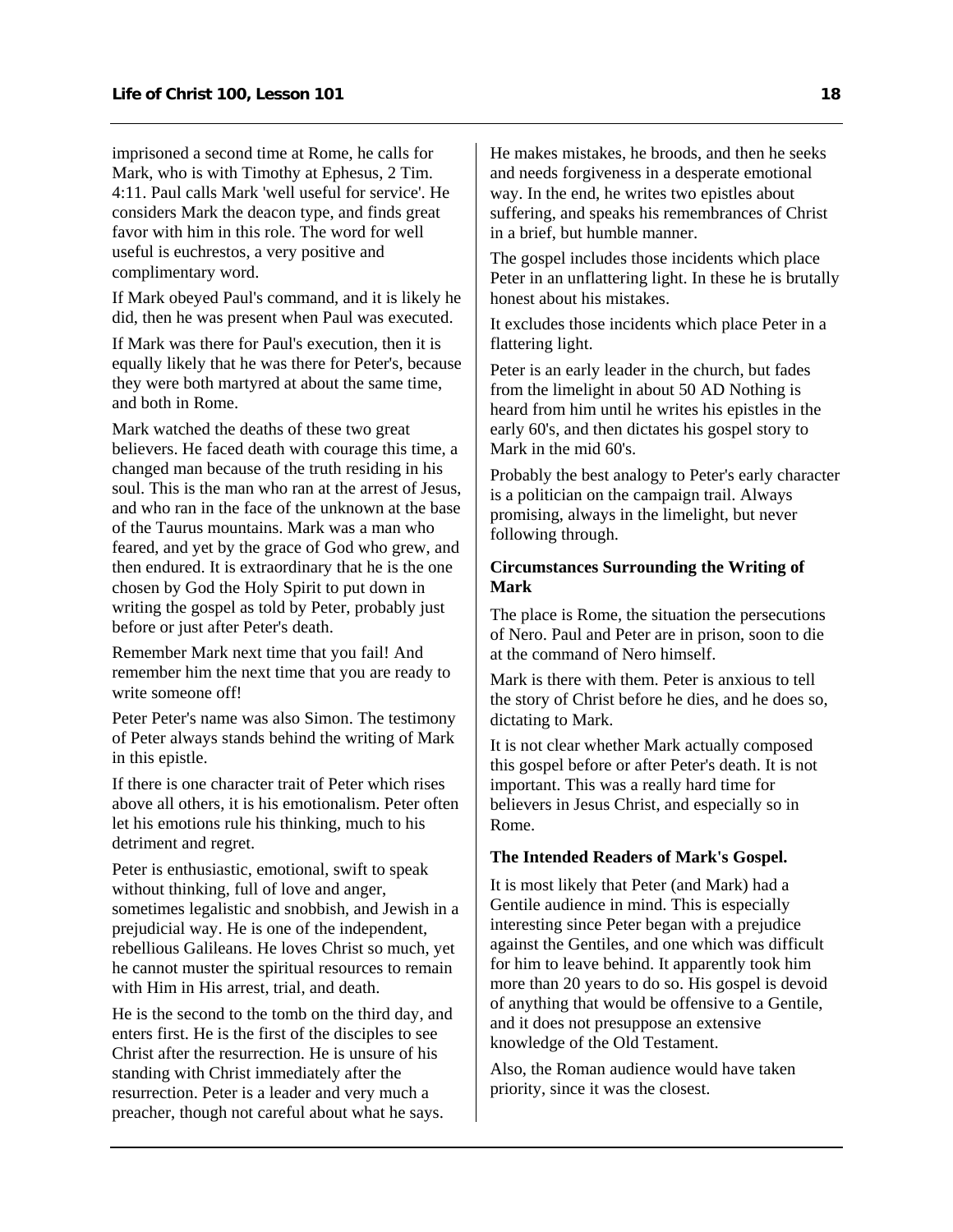imprisoned a second time at Rome, he calls for Mark, who is with Timothy at Ephesus, 2 Tim. 4:11. Paul calls Mark 'well useful for service'. He considers Mark the deacon type, and finds great favor with him in this role. The word for well useful is euchrestos, a very positive and complimentary word.

If Mark obeyed Paul's command, and it is likely he did, then he was present when Paul was executed.

If Mark was there for Paul's execution, then it is equally likely that he was there for Peter's, because they were both martyred at about the same time, and both in Rome.

Mark watched the deaths of these two great believers. He faced death with courage this time, a changed man because of the truth residing in his soul. This is the man who ran at the arrest of Jesus, and who ran in the face of the unknown at the base of the Taurus mountains. Mark was a man who feared, and yet by the grace of God who grew, and then endured. It is extraordinary that he is the one chosen by God the Holy Spirit to put down in writing the gospel as told by Peter, probably just before or just after Peter's death.

Remember Mark next time that you fail! And remember him the next time that you are ready to write someone off!

Peter Peter's name was also Simon. The testimony of Peter always stands behind the writing of Mark in this epistle.

If there is one character trait of Peter which rises above all others, it is his emotionalism. Peter often let his emotions rule his thinking, much to his detriment and regret.

Peter is enthusiastic, emotional, swift to speak without thinking, full of love and anger, sometimes legalistic and snobbish, and Jewish in a prejudicial way. He is one of the independent, rebellious Galileans. He loves Christ so much, yet he cannot muster the spiritual resources to remain with Him in His arrest, trial, and death.

He is the second to the tomb on the third day, and enters first. He is the first of the disciples to see Christ after the resurrection. He is unsure of his standing with Christ immediately after the resurrection. Peter is a leader and very much a preacher, though not careful about what he says. He makes mistakes, he broods, and then he seeks and needs forgiveness in a desperate emotional way. In the end, he writes two epistles about suffering, and speaks his remembrances of Christ in a brief, but humble manner.

The gospel includes those incidents which place Peter in an unflattering light. In these he is brutally honest about his mistakes.

It excludes those incidents which place Peter in a flattering light.

Peter is an early leader in the church, but fades from the limelight in about 50 AD Nothing is heard from him until he writes his epistles in the early 60's, and then dictates his gospel story to Mark in the mid 60's.

Probably the best analogy to Peter's early character is a politician on the campaign trail. Always promising, always in the limelight, but never following through.

### Circumstances Surrounding the Writing of Mark

The place is Rome, the situation the persecutions of Nero. Paul and Peter are in prison, soon to die at the command of Nero himself.

Mark is there with them. Peter is anxious to tell the story of Christ before he dies, and he does so, dictating to Mark.

It is not clear whether Mark actually composed this gospel before or after Peter's death. It is not important. This was a really hard time for believers in Jesus Christ, and especially so in Rome.

### The Intended Readers of Mark's Gospel.

It is most likely that Peter (and Mark) had a Gentile audience in mind. This is especially interesting since Peter began with a prejudice against the Gentiles, and one which was difficult for him to leave behind. It apparently took him more than 20 years to do so. His gospel is devoid of anything that would be offensive to a Gentile, and it does not presuppose an extensive knowledge of the Old Testament.

Also, the Roman audience would have taken priority, since it was the closest.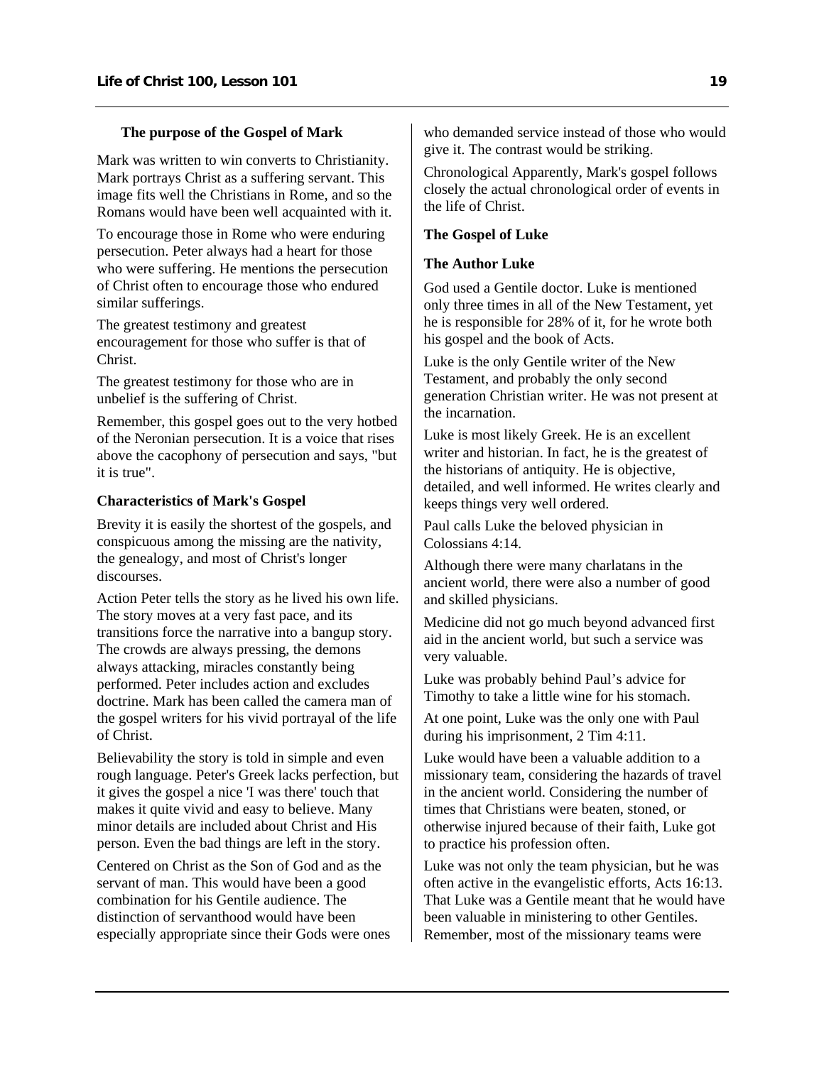### The purpose of the Gospel of Mark

Mark was written to win converts to Christianity. Mark portrays Christ as a suffering servant. This image fits well the Christians in Rome, and so the Romans would have been well acquainted with it.

To encourage those in Rome who were enduring persecution. Peter always had a heart for those who were suffering. He mentions the persecution of Christ often to encourage those who endured similar sufferings.

The greatest testimony and greatest encouragement for those who suffer is that of Christ.

The greatest testimony for those who are in unbelief is the suffering of Christ.

Remember, this gospel goes out to the very hotbed of the Neronian persecution. It is a voice that rises above the cacophony of persecution and says, "but it is true".

### Characteristics of Mark's Gospel

Brevity it is easily the shortest of the gospels, and conspicuous among the missing are the nativity, the genealogy, and most of Christ's longer discourses.

Action Peter tells the story as he lived his own life. The story moves at a very fast pace, and its transitions force the narrative into a bangup story. The crowds are always pressing, the demons always attacking, miracles constantly being performed. Peter includes action and excludes doctrine. Mark has been called the camera man of the gospel writers for his vivid portrayal of the life of Christ.

Believability the story is told in simple and even rough language. Peter's Greek lacks perfection, but it gives the gospel a nice 'I was there' touch that makes it quite vivid and easy to believe. Many minor details are included about Christ and His person. Even the bad things are left in the story.

Centered on Christ as the Son of God and as the servant of man. This would have been a good combination for his Gentile audience. The distinction of servanthood would have been especially appropriate since their Gods were ones who demanded service instead of those who would give it. The contrast would be striking.

Chronological Apparently, Mark's gospel follows closely the actual chronological order of events in the life of Christ.

## The Gospel of Luke

### The Author Luke

God used a Gentile doctor. Luke is mentioned only three times in all of the New Testament, yet he is responsible for 28% of it, for he wrote both his gospel and the book of Acts.

Luke is the only Gentile writer of the New Testament, and probably the only second generation Christian writer. He was not present at the incarnation.

Luke is most likely Greek. He is an excellent writer and historian. In fact, he is the greatest of the historians of antiquity. He is objective, detailed, and well informed. He writes clearly and keeps things very well ordered.

Paul calls Luke the beloved physician in Colossians 4:14.

Although there were many charlatans in the ancient world, there were also a number of good and skilled physicians.

Medicine did not go much beyond advanced first aid in the ancient world, but such a service was very valuable.

Luke was probably behind Paul's advice for Timothy to take a little wine for his stomach.

At one point, Luke was the only one with Paul during his imprisonment, 2 Tim 4:11.

Luke would have been a valuable addition to a missionary team, considering the hazards of travel in the ancient world. Considering the number of times that Christians were beaten, stoned, or otherwise injured because of their faith, Luke got to practice his profession often.

Luke was not only the team physician, but he was often active in the evangelistic efforts, Acts 16:13. That Luke was a Gentile meant that he would have been valuable in ministering to other Gentiles. Remember, most of the missionary teams were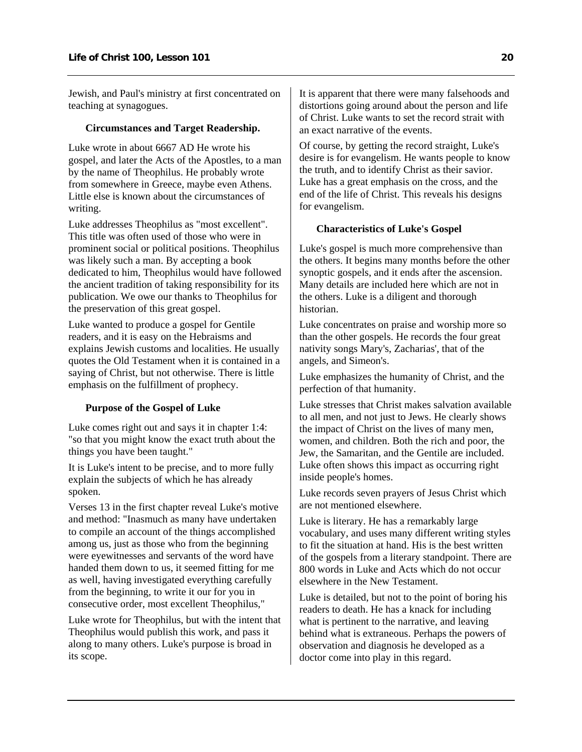Jewish, and Paul's ministry at first concentrated on teaching at synagogues.

### Circumstances and Target Readership.

Luke wrote in about 6667 AD He wrote his gospel, and later the Acts of the Apostles, to a man by the name of Theophilus. He probably wrote from somewhere in Greece, maybe even Athens. Little else is known about the circumstances of writing.

Luke addresses Theophilus as "most excellent". This title was often used of those who were in prominent social or political positions. Theophilus was likely such a man. By accepting a book dedicated to him, Theophilus would have followed the ancient tradition of taking responsibility for its publication. We owe our thanks to Theophilus for the preservation of this great gospel.

Luke wanted to produce a gospel for Gentile readers, and it is easy on the Hebraisms and explains Jewish customs and localities. He usually quotes the Old Testament when it is contained in a saying of Christ, but not otherwise. There is little emphasis on the fulfillment of prophecy.

### Purpose of the Gospel of Luke

Luke comes right out and says it in chapter 1:4: "so that you might know the exact truth about the things you have been taught."

It is Luke's intent to be precise, and to more fully explain the subjects of which he has already spoken.

Verses 13 in the first chapter reveal Luke's motive and method: "Inasmuch as many have undertaken to compile an account of the things accomplished among us, just as those who from the beginning were eyewitnesses and servants of the word have handed them down to us, it seemed fitting for me as well, having investigated everything carefully from the beginning, to write it our for you in consecutive order, most excellent Theophilus,"

Luke wrote for Theophilus, but with the intent that Theophilus would publish this work, and pass it along to many others. Luke's purpose is broad in its scope.

It is apparent that there were many falsehoods and distortions going around about the person and life of Christ. Luke wants to set the record strait with an exact narrative of the events.

Of course, by getting the record straight, Luke's desire is for evangelism. He wants people to know the truth, and to identify Christ as their savior. Luke has a great emphasis on the cross, and the end of the life of Christ. This reveals his designs for evangelism.

### Characteristics of Luke's Gospel

Luke's gospel is much more comprehensive than the others. It begins many months before the other synoptic gospels, and it ends after the ascension. Many details are included here which are not in the others. Luke is a diligent and thorough historian.

Luke concentrates on praise and worship more so than the other gospels. He records the four great nativity songs Mary's, Zacharias', that of the angels, and Simeon's.

Luke emphasizes the humanity of Christ, and the perfection of that humanity.

Luke stresses that Christ makes salvation available to all men, and not just to Jews. He clearly shows the impact of Christ on the lives of many men, women, and children. Both the rich and poor, the Jew, the Samaritan, and the Gentile are included. Luke often shows this impact as occurring right inside people's homes.

Luke records seven prayers of Jesus Christ which are not mentioned elsewhere.

Luke is literary. He has a remarkably large vocabulary, and uses many different writing styles to fit the situation at hand. His is the best written of the gospels from a literary standpoint. There are 800 words in Luke and Acts which do not occur elsewhere in the New Testament.

Luke is detailed, but not to the point of boring his readers to death. He has a knack for including what is pertinent to the narrative, and leaving behind what is extraneous. Perhaps the powers of observation and diagnosis he developed as a doctor come into play in this regard.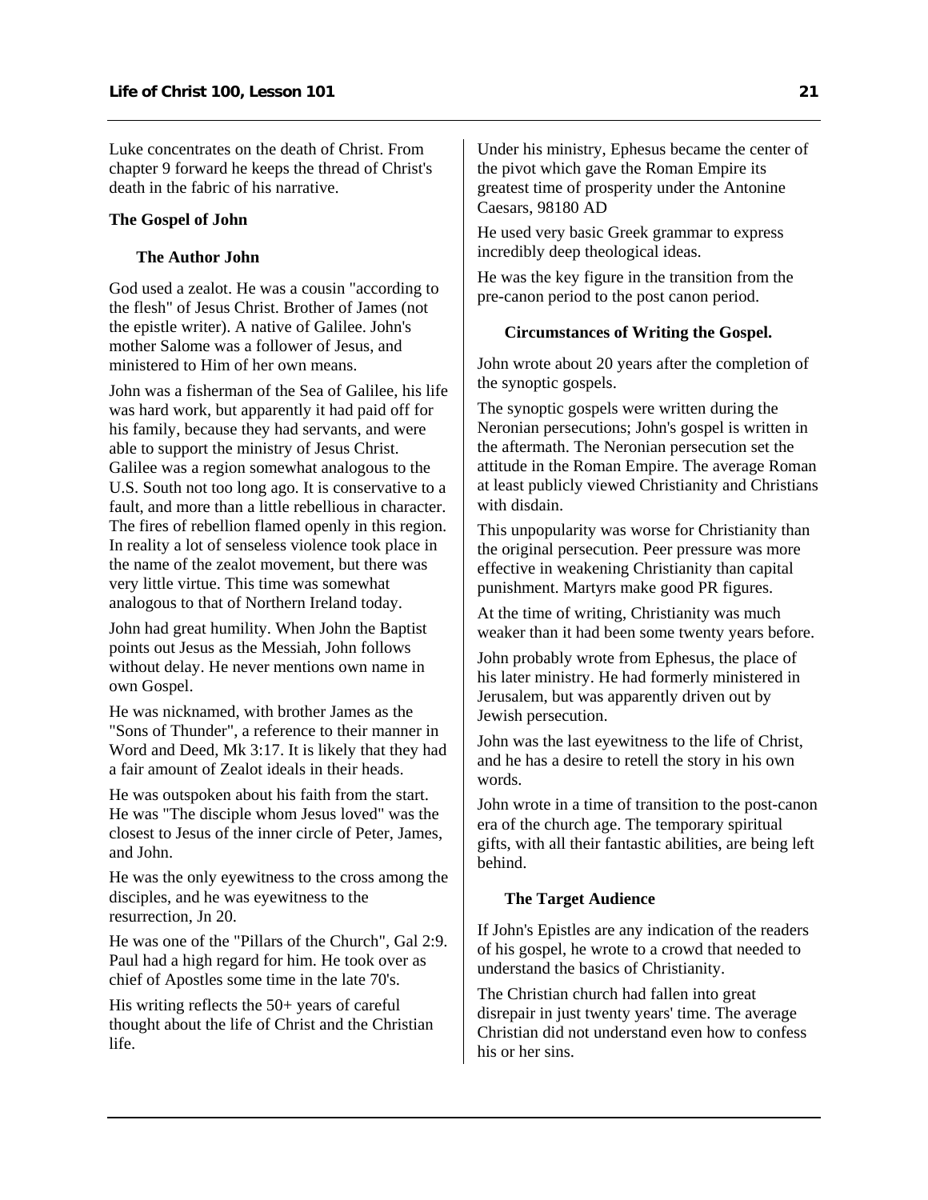Luke concentrates on the death of Christ. From chapter 9 forward he keeps the thread of Christ's death in the fabric of his narrative.

## The Gospel of John

### The Author John

God used a zealot. He was a cousin "according to the flesh" of Jesus Christ. Brother of James (not the epistle writer). A native of Galilee. John's mother Salome was a follower of Jesus, and ministered to Him of her own means.

John was a fisherman of the Sea of Galilee, his life was hard work, but apparently it had paid off for his family, because they had servants, and were able to support the ministry of Jesus Christ. Galilee was a region somewhat analogous to the U.S. South not too long ago. It is conservative to a fault, and more than a little rebellious in character. The fires of rebellion flamed openly in this region. In reality a lot of senseless violence took place in the name of the zealot movement, but there was very little virtue. This time was somewhat analogous to that of Northern Ireland today.

John had great humility. When John the Baptist points out Jesus as the Messiah, John follows without delay. He never mentions own name in own Gospel.

He was nicknamed, with brother James as the "Sons of Thunder", a reference to their manner in Word and Deed, Mk 3:17. It is likely that they had a fair amount of Zealot ideals in their heads.

He was outspoken about his faith from the start. He was "The disciple whom Jesus loved" was the closest to Jesus of the inner circle of Peter, James, and John.

He was the only eyewitness to the cross among the disciples, and he was eyewitness to the resurrection, Jn 20.

He was one of the "Pillars of the Church", Gal 2:9. Paul had a high regard for him. He took over as chief of Apostles some time in the late 70's.

His writing reflects the 50+ years of careful thought about the life of Christ and the Christian life.

Under his ministry, Ephesus became the center of the pivot which gave the Roman Empire its greatest time of prosperity under the Antonine Caesars, 98180 AD

He used very basic Greek grammar to express incredibly deep theological ideas.

He was the key figure in the transition from the pre-canon period to the post canon period.

### Circumstances of Writing the Gospel.

John wrote about 20 years after the completion of the synoptic gospels.

The synoptic gospels were written during the Neronian persecutions; John's gospel is written in the aftermath. The Neronian persecution set the attitude in the Roman Empire. The average Roman at least publicly viewed Christianity and Christians with disdain.

This unpopularity was worse for Christianity than the original persecution. Peer pressure was more effective in weakening Christianity than capital punishment. Martyrs make good PR figures.

At the time of writing, Christianity was much weaker than it had been some twenty years before.

John probably wrote from Ephesus, the place of his later ministry. He had formerly ministered in Jerusalem, but was apparently driven out by Jewish persecution.

John was the last eyewitness to the life of Christ, and he has a desire to retell the story in his own words.

John wrote in a time of transition to the post-canon era of the church age. The temporary spiritual gifts, with all their fantastic abilities, are being left behind.

### The Target Audience

If John's Epistles are any indication of the readers of his gospel, he wrote to a crowd that needed to understand the basics of Christianity.

The Christian church had fallen into great disrepair in just twenty years' time. The average Christian did not understand even how to confess his or her sins.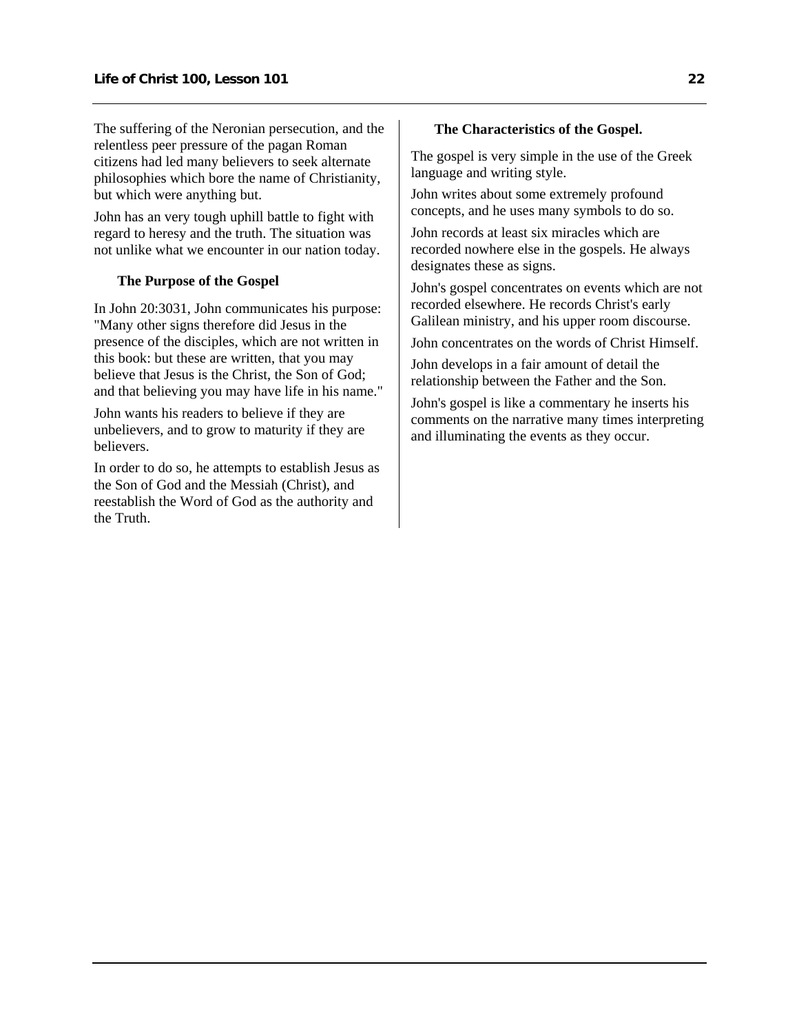The suffering of the Neronian persecution, and the relentless peer pressure of the pagan Roman citizens had led many believers to seek alternate philosophies which bore the name of Christianity, but which were anything but.

John has an very tough uphill battle to fight with regard to heresy and the truth. The situation was not unlike what we encounter in our nation today.

### The Purpose of the Gospel

In John 20:3031, John communicates his purpose: "Many other signs therefore did Jesus in the presence of the disciples, which are not written in this book: but these are written, that you may believe that Jesus is the Christ, the Son of God; and that believing you may have life in his name."

John wants his readers to believe if they are unbelievers, and to grow to maturity if they are believers.

In order to do so, he attempts to establish Jesus as the Son of God and the Messiah (Christ), and reestablish the Word of God as the authority and the Truth.

### The Characteristics of the Gospel.

The gospel is very simple in the use of the Greek language and writing style.

John writes about some extremely profound concepts, and he uses many symbols to do so.

John records at least six miracles which are recorded nowhere else in the gospels. He always designates these as signs.

John's gospel concentrates on events which are not recorded elsewhere. He records Christ's early Galilean ministry, and his upper room discourse.

John concentrates on the words of Christ Himself.

John develops in a fair amount of detail the relationship between the Father and the Son.

John's gospel is like a commentary he inserts his comments on the narrative many times interpreting and illuminating the events as they occur.